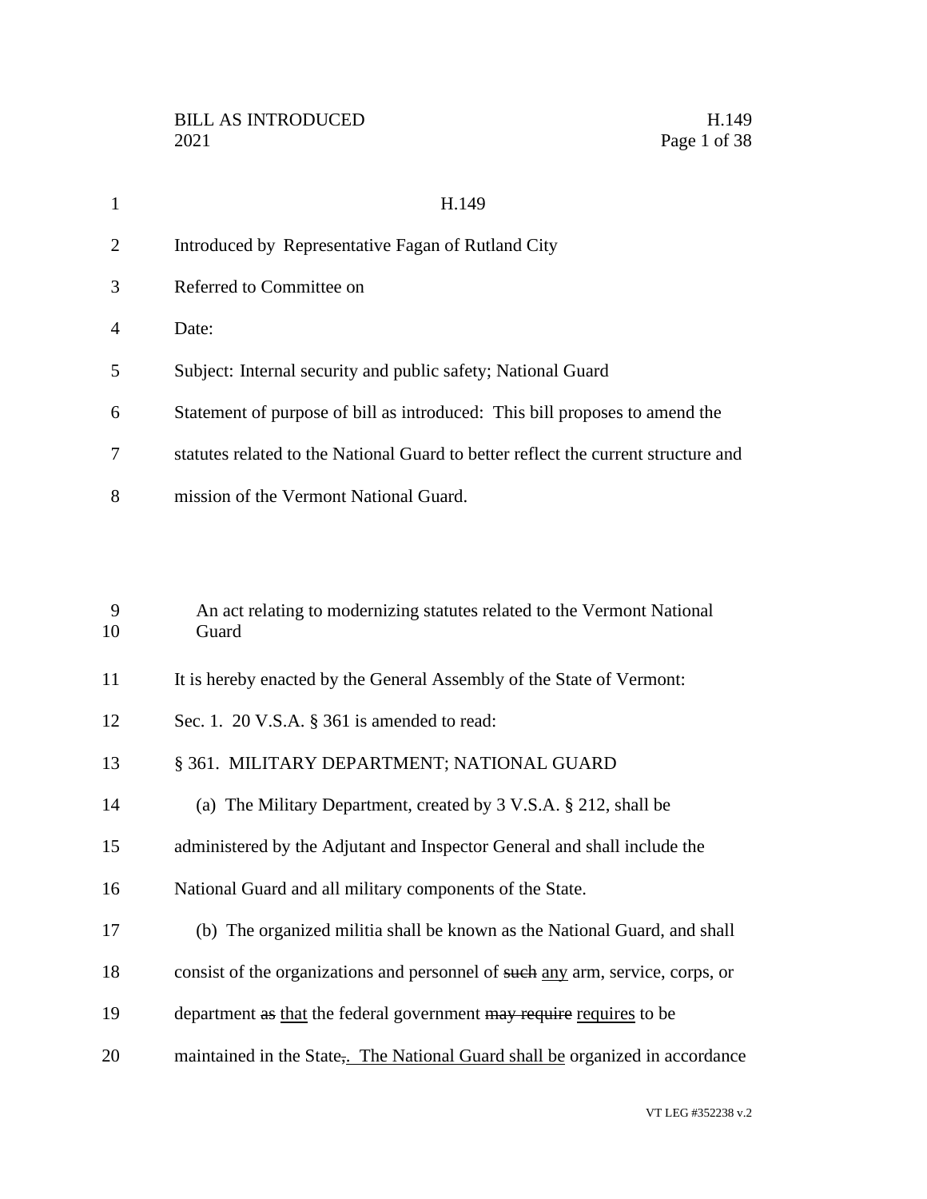H.149

Introduced by Representative Fagan of Rutland City

Referred to Committee on

Date:

Subject: Internal security and public safety; National Guard

Statement of purpose of bill as introduced: This bill proposes to amend the statutes related to the National Guard to better reflect the current structure and mission of the Vermont National Guard.

An act relating to modernizing statutes related to the Vermont National Guard

It is hereby enacted by the General Assembly of the State of Vermont:

Sec. 1. 20 V.S.A. § 361 is amended to read:

§ 361. MILITARY DEPARTMENT; NATIONAL GUARD

(a) The Military Department, created by 3 V.S.A. § 212, shall be administered by the Adjutant and Inspector General and shall include the National Guard and all military components of the State.

(b) The organized militia shall be known as the National Guard, and shall consist of the organizations and personnel of ~~such~~ <u>any</u> arm, service, corps, or department ~~as~~ <u>that</u> the federal government ~~may require~~ <u>requires</u> to be maintained in the State~~,~~<u>. The National Guard shall be</u> organized in accordance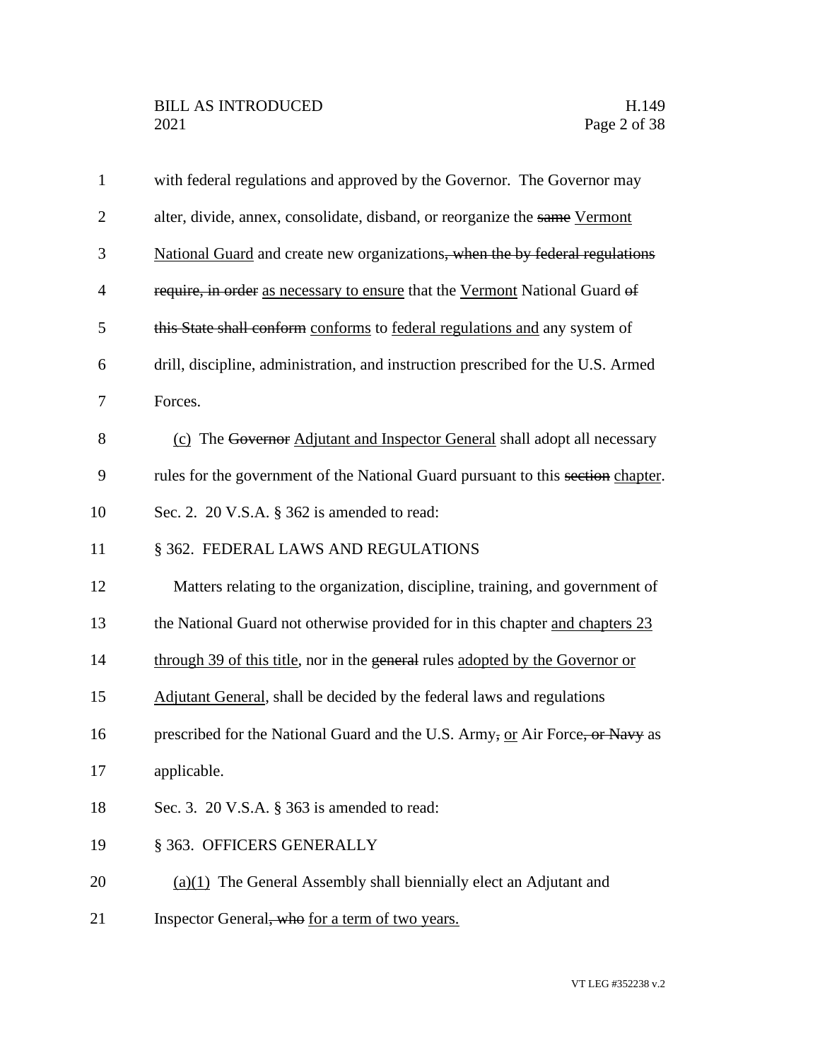with federal regulations and approved by the Governor. The Governor may alter, divide, annex, consolidate, disband, or reorganize the ~~same~~ <u>Vermont National Guard</u> and create new organizations~~, when the by federal regulations require, in order~~ <u>as necessary to ensure</u> that the <u>Vermont</u> National Guard ~~of this State shall conform~~ <u>conforms</u> to <u>federal regulations and</u> any system of drill, discipline, administration, and instruction prescribed for the U.S. Armed Forces.

<u>(c)</u> The ~~Governor~~ <u>Adjutant and Inspector General</u> shall adopt all necessary rules for the government of the National Guard pursuant to this ~~section~~ <u>chapter</u>.

Sec. 2. 20 V.S.A. § 362 is amended to read:

§ 362. FEDERAL LAWS AND REGULATIONS

Matters relating to the organization, discipline, training, and government of the National Guard not otherwise provided for in this chapter <u>and chapters 23 through 39 of this title</u>, nor in the ~~general~~ rules <u>adopted by the Governor or Adjutant General</u>, shall be decided by the federal laws and regulations prescribed for the National Guard and the U.S. Army~~,~~ <u>or</u> Air Force~~, or Navy~~ as applicable.

Sec. 3. 20 V.S.A. § 363 is amended to read:

§ 363. OFFICERS GENERALLY

<u>(a)(1)</u> The General Assembly shall biennially elect an Adjutant and Inspector General~~, who~~ <u>for a term of two years.</u>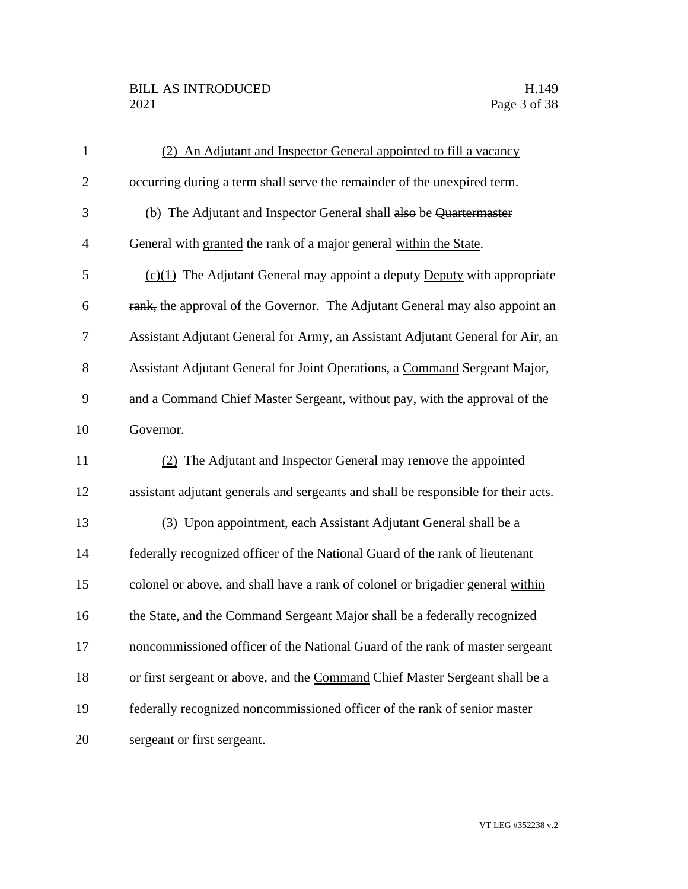(2) An Adjutant and Inspector General appointed to fill a vacancy occurring during a term shall serve the remainder of the unexpired term.

(b) The Adjutant and Inspector General shall ~~also~~ be ~~Quartermaster General with~~ granted the rank of a major general within the State.

(c)(1) The Adjutant General may appoint a ~~deputy~~ Deputy with ~~appropriate rank,~~ the approval of the Governor. The Adjutant General may also appoint an Assistant Adjutant General for Army, an Assistant Adjutant General for Air, an Assistant Adjutant General for Joint Operations, a Command Sergeant Major, and a Command Chief Master Sergeant, without pay, with the approval of the Governor.

(2) The Adjutant and Inspector General may remove the appointed assistant adjutant generals and sergeants and shall be responsible for their acts.

(3) Upon appointment, each Assistant Adjutant General shall be a federally recognized officer of the National Guard of the rank of lieutenant colonel or above, and shall have a rank of colonel or brigadier general within the State, and the Command Sergeant Major shall be a federally recognized noncommissioned officer of the National Guard of the rank of master sergeant or first sergeant or above, and the Command Chief Master Sergeant shall be a federally recognized noncommissioned officer of the rank of senior master sergeant ~~or first sergeant~~.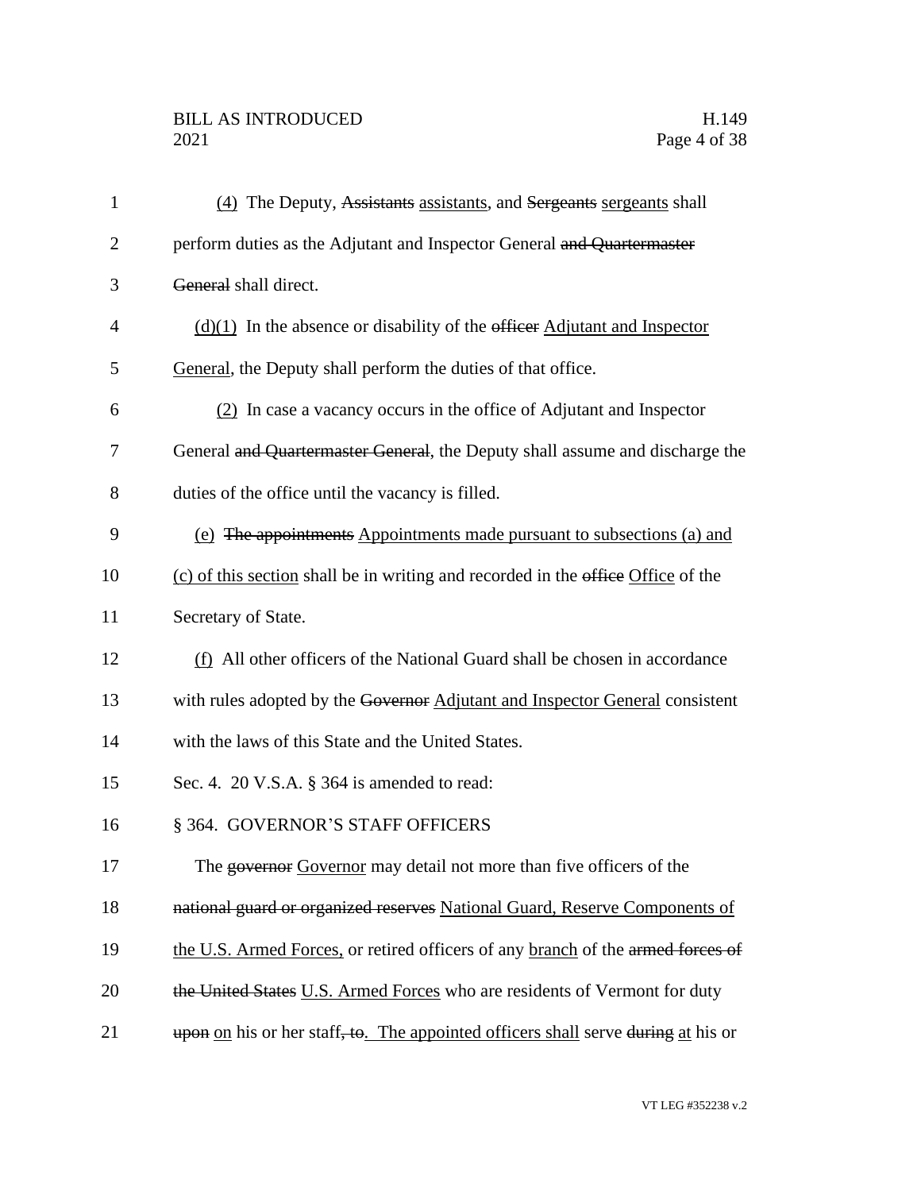(4) The Deputy, ~~Assistants~~ assistants, and ~~Sergeants~~ sergeants shall perform duties as the Adjutant and Inspector General ~~and Quartermaster General~~ shall direct.

(d)(1) In the absence or disability of the ~~officer~~ Adjutant and Inspector General, the Deputy shall perform the duties of that office.

(2) In case a vacancy occurs in the office of Adjutant and Inspector General ~~and Quartermaster General~~, the Deputy shall assume and discharge the duties of the office until the vacancy is filled.

(e) ~~The appointments~~ Appointments made pursuant to subsections (a) and (c) of this section shall be in writing and recorded in the ~~office~~ Office of the Secretary of State.

(f) All other officers of the National Guard shall be chosen in accordance with rules adopted by the ~~Governor~~ Adjutant and Inspector General consistent with the laws of this State and the United States.

Sec. 4. 20 V.S.A. § 364 is amended to read:

§ 364. GOVERNOR'S STAFF OFFICERS

The ~~governor~~ Governor may detail not more than five officers of the ~~national guard or organized reserves~~ National Guard, Reserve Components of the U.S. Armed Forces, or retired officers of any branch of the ~~armed forces of the United States~~ U.S. Armed Forces who are residents of Vermont for duty ~~upon~~ on his or her staff~~, to~~. The appointed officers shall serve ~~during~~ at his or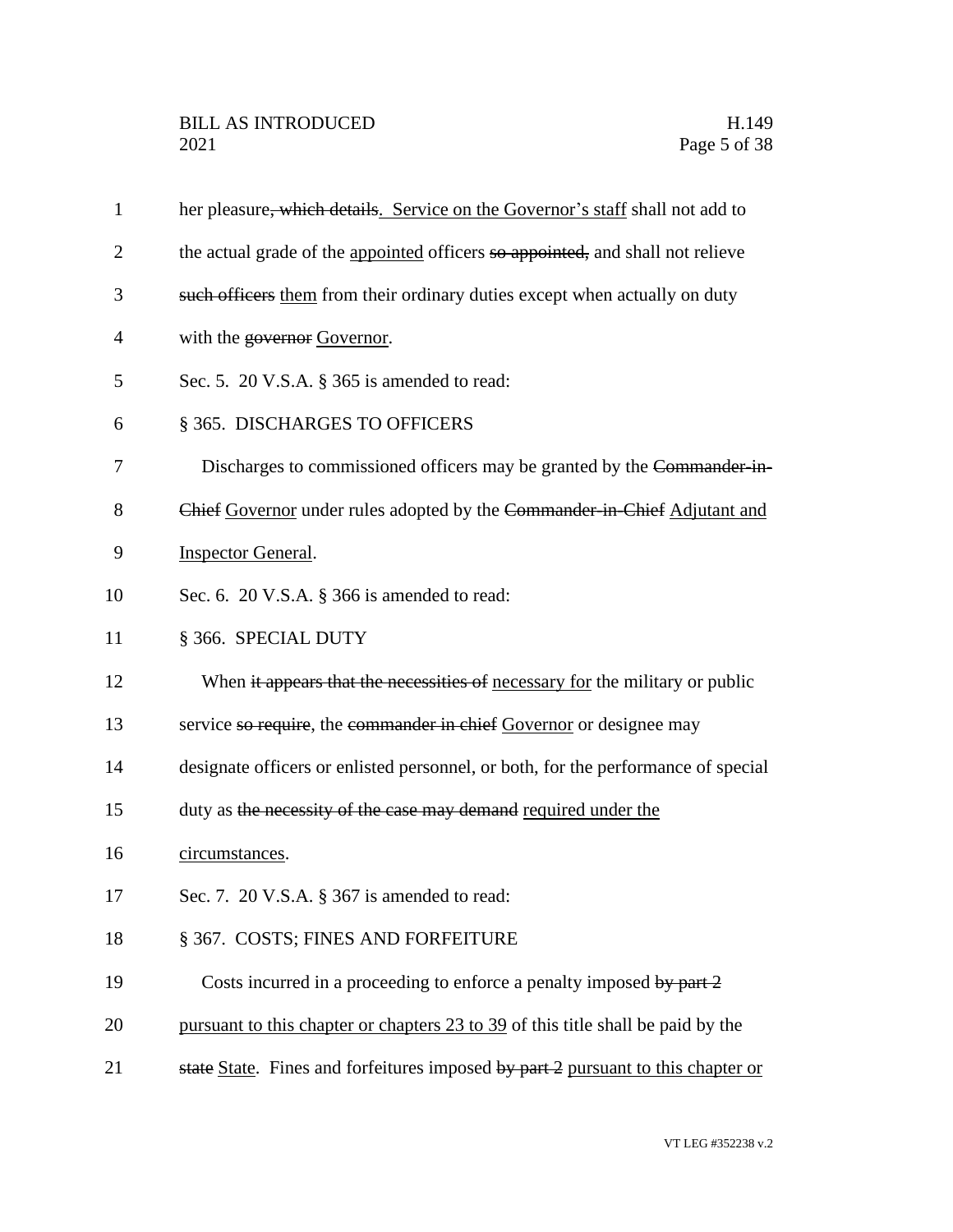her pleasure~~, which details~~<u>. Service on the Governor's staff</u> shall not add to the actual grade of the <u>appointed</u> officers ~~so appointed,~~ and shall not relieve ~~such officers~~ <u>them</u> from their ordinary duties except when actually on duty with the ~~governor~~ <u>Governor</u>.

Sec. 5. 20 V.S.A. § 365 is amended to read:

§ 365. DISCHARGES TO OFFICERS

Discharges to commissioned officers may be granted by the ~~Commander-in-Chief~~ <u>Governor</u> under rules adopted by the ~~Commander-in-Chief~~ <u>Adjutant and Inspector General</u>.

Sec. 6. 20 V.S.A. § 366 is amended to read:

§ 366. SPECIAL DUTY

When ~~it appears that the necessities of~~ <u>necessary for</u> the military or public service ~~so require~~, the ~~commander in chief~~ <u>Governor</u> or designee may designate officers or enlisted personnel, or both, for the performance of special duty as ~~the necessity of the case may demand~~ <u>required under the circumstances</u>.

Sec. 7. 20 V.S.A. § 367 is amended to read:

§ 367. COSTS; FINES AND FORFEITURE

Costs incurred in a proceeding to enforce a penalty imposed ~~by part 2~~ <u>pursuant to this chapter or chapters 23 to 39</u> of this title shall be paid by the ~~state~~ <u>State</u>. Fines and forfeitures imposed ~~by part 2~~ <u>pursuant to this chapter or</u>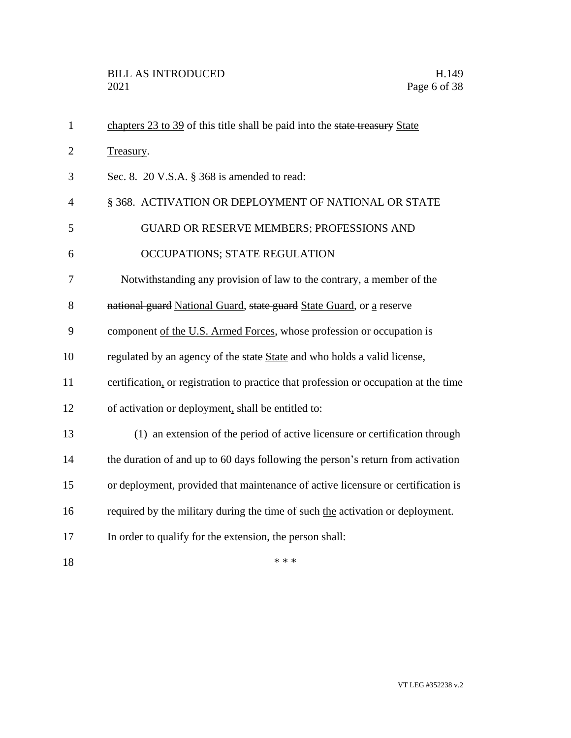chapters 23 to 39 of this title shall be paid into the ~~state treasury~~ State Treasury.

Sec. 8. 20 V.S.A. § 368 is amended to read:

§ 368. ACTIVATION OR DEPLOYMENT OF NATIONAL OR STATE GUARD OR RESERVE MEMBERS; PROFESSIONS AND OCCUPATIONS; STATE REGULATION

Notwithstanding any provision of law to the contrary, a member of the ~~national guard~~ National Guard, ~~state guard~~ State Guard, or a reserve component of the U.S. Armed Forces, whose profession or occupation is regulated by an agency of the ~~state~~ State and who holds a valid license, certification, or registration to practice that profession or occupation at the time of activation or deployment, shall be entitled to:

(1) an extension of the period of active licensure or certification through the duration of and up to 60 days following the person's return from activation or deployment, provided that maintenance of active licensure or certification is required by the military during the time of ~~such~~ the activation or deployment. In order to qualify for the extension, the person shall:

\* \* \*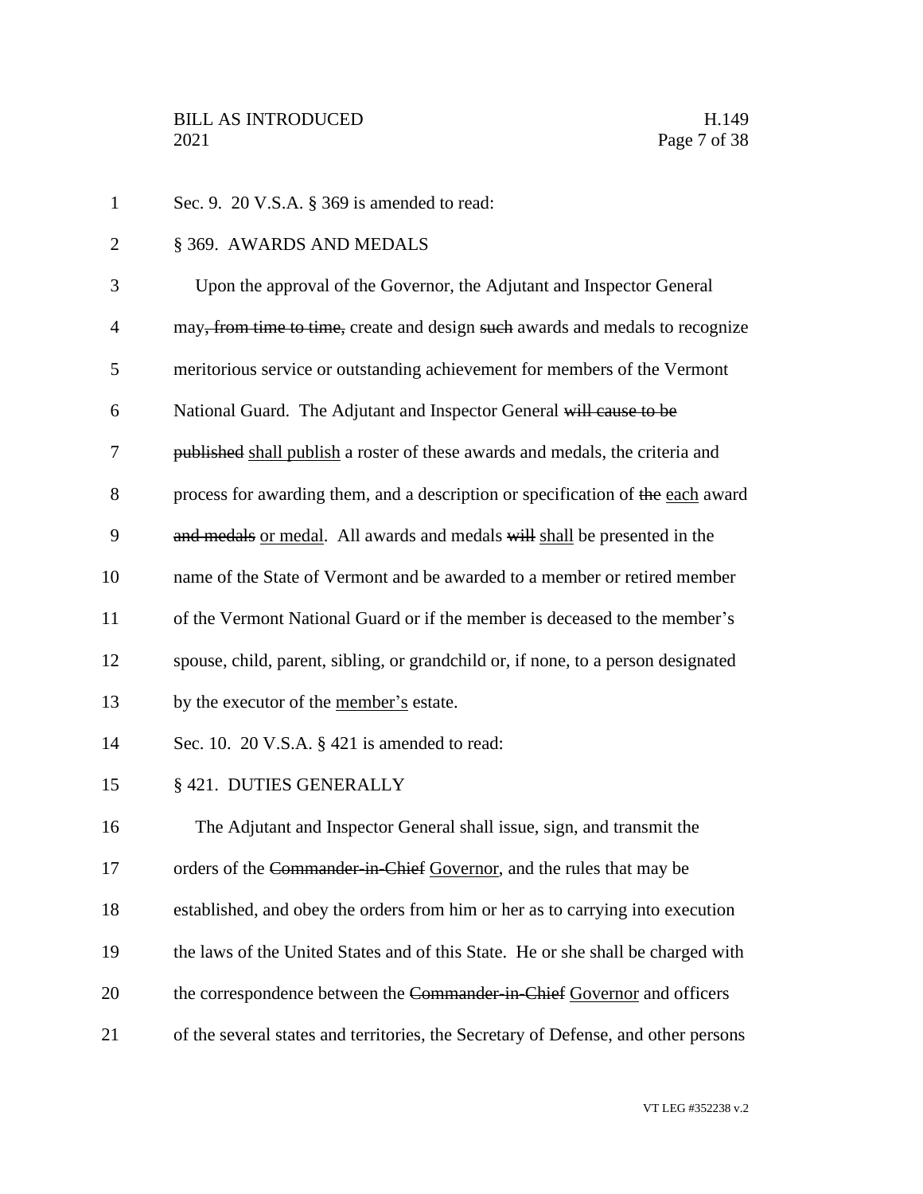Sec. 9. 20 V.S.A. § 369 is amended to read:

§ 369. AWARDS AND MEDALS

Upon the approval of the Governor, the Adjutant and Inspector General may~~, from time to time,~~ create and design ~~such~~ awards and medals to recognize meritorious service or outstanding achievement for members of the Vermont National Guard. The Adjutant and Inspector General ~~will cause to be published~~ <u>shall publish</u> a roster of these awards and medals, the criteria and process for awarding them, and a description or specification of ~~the~~ <u>each</u> award ~~and medals~~ <u>or medal</u>. All awards and medals ~~will~~ <u>shall</u> be presented in the name of the State of Vermont and be awarded to a member or retired member of the Vermont National Guard or if the member is deceased to the member's spouse, child, parent, sibling, or grandchild or, if none, to a person designated by the executor of the <u>member's</u> estate.

Sec. 10. 20 V.S.A. § 421 is amended to read:

§ 421. DUTIES GENERALLY

The Adjutant and Inspector General shall issue, sign, and transmit the orders of the ~~Commander-in-Chief~~ <u>Governor</u>, and the rules that may be established, and obey the orders from him or her as to carrying into execution the laws of the United States and of this State. He or she shall be charged with the correspondence between the ~~Commander-in-Chief~~ <u>Governor</u> and officers of the several states and territories, the Secretary of Defense, and other persons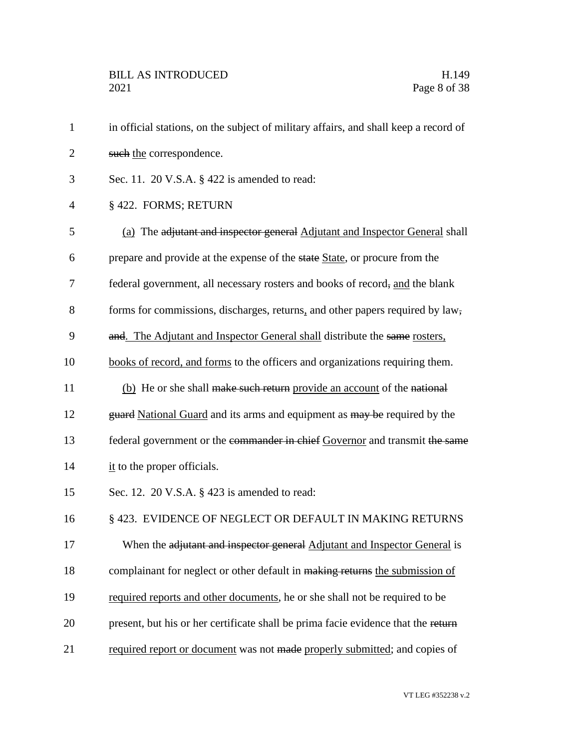in official stations, on the subject of military affairs, and shall keep a record of ~~such~~ <u>the</u> correspondence.

Sec. 11. 20 V.S.A. § 422 is amended to read:

§ 422. FORMS; RETURN

<u>(a)</u> The ~~adjutant and inspector general~~ <u>Adjutant and Inspector General</u> shall prepare and provide at the expense of the ~~state~~ <u>State</u>, or procure from the federal government, all necessary rosters and books of record~~,~~ <u>and</u> the blank forms for commissions, discharges, returns<u>,</u> and other papers required by law~~,~~ ~~and~~<u>. The Adjutant and Inspector General shall</u> distribute the ~~same~~ <u>rosters, books of record, and forms</u> to the officers and organizations requiring them.

<u>(b)</u> He or she shall ~~make such return~~ <u>provide an account</u> of the ~~national guard~~ <u>National Guard</u> and its arms and equipment as ~~may be~~ required by the federal government or the ~~commander in chief~~ <u>Governor</u> and transmit ~~the same~~ <u>it</u> to the proper officials.

Sec. 12. 20 V.S.A. § 423 is amended to read:

§ 423. EVIDENCE OF NEGLECT OR DEFAULT IN MAKING RETURNS

When the ~~adjutant and inspector general~~ <u>Adjutant and Inspector General</u> is complainant for neglect or other default in ~~making returns~~ <u>the submission of required reports and other documents</u>, he or she shall not be required to be present, but his or her certificate shall be prima facie evidence that the ~~return~~ <u>required report or document</u> was not ~~made~~ <u>properly submitted</u>; and copies of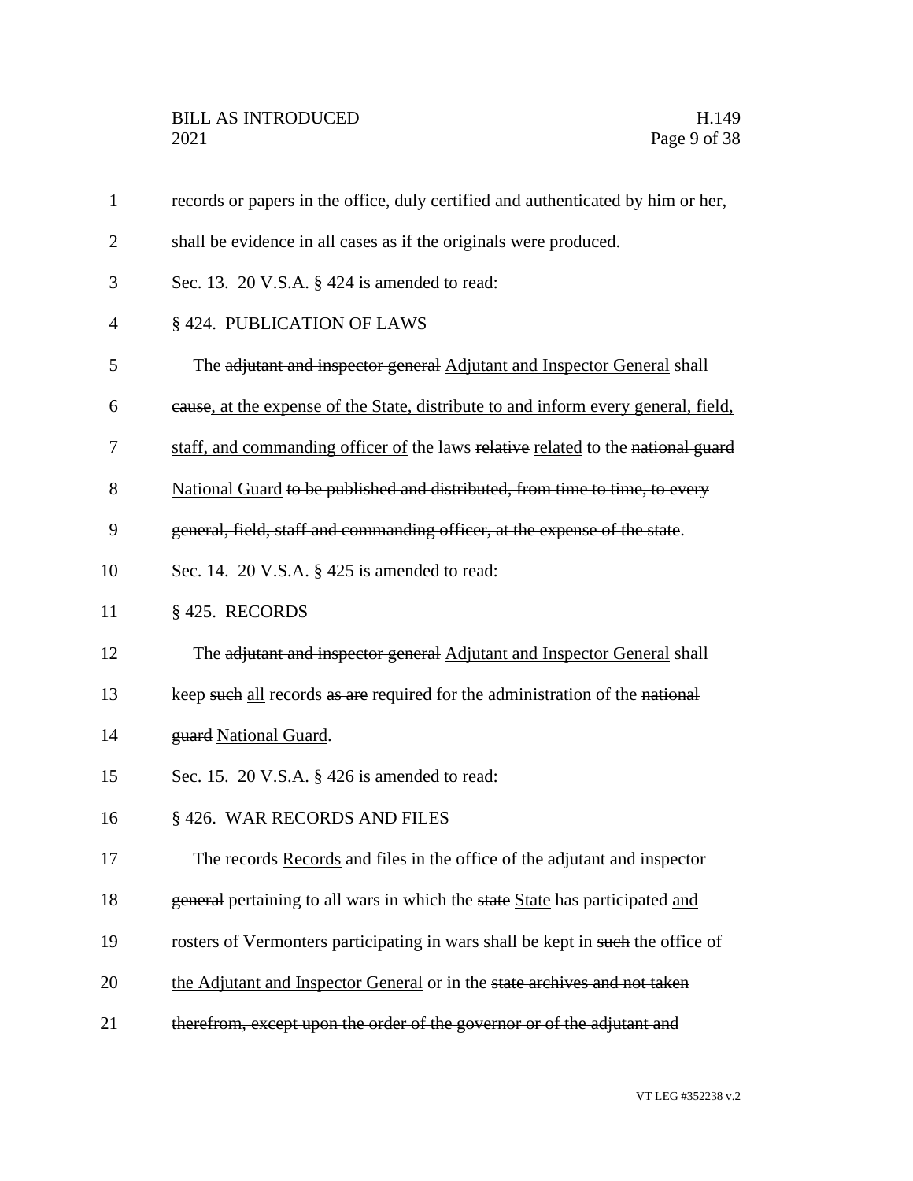records or papers in the office, duly certified and authenticated by him or her, shall be evidence in all cases as if the originals were produced.

Sec. 13. 20 V.S.A. § 424 is amended to read:

§ 424. PUBLICATION OF LAWS

The ~~adjutant and inspector general~~ <u>Adjutant and Inspector General</u> shall ~~cause~~<u>, at the expense of the State, distribute to and inform every general, field, staff, and commanding officer of</u> the laws ~~relative~~ <u>related</u> to the ~~national guard~~ <u>National Guard</u> ~~to be published and distributed, from time to time, to every general, field, staff and commanding officer, at the expense of the state~~.

Sec. 14. 20 V.S.A. § 425 is amended to read:

§ 425. RECORDS

The ~~adjutant and inspector general~~ <u>Adjutant and Inspector General</u> shall keep ~~such~~ <u>all</u> records ~~as are~~ required for the administration of the ~~national guard~~ <u>National Guard</u>.

Sec. 15. 20 V.S.A. § 426 is amended to read:

§ 426. WAR RECORDS AND FILES

~~The records~~ <u>Records</u> and files ~~in the office of the adjutant and inspector general~~ pertaining to all wars in which the ~~state~~ <u>State</u> has participated <u>and rosters of Vermonters participating in wars</u> shall be kept in ~~such~~ <u>the</u> office <u>of the Adjutant and Inspector General</u> or in the ~~state archives and not taken therefrom, except upon the order of the governor or of the adjutant and~~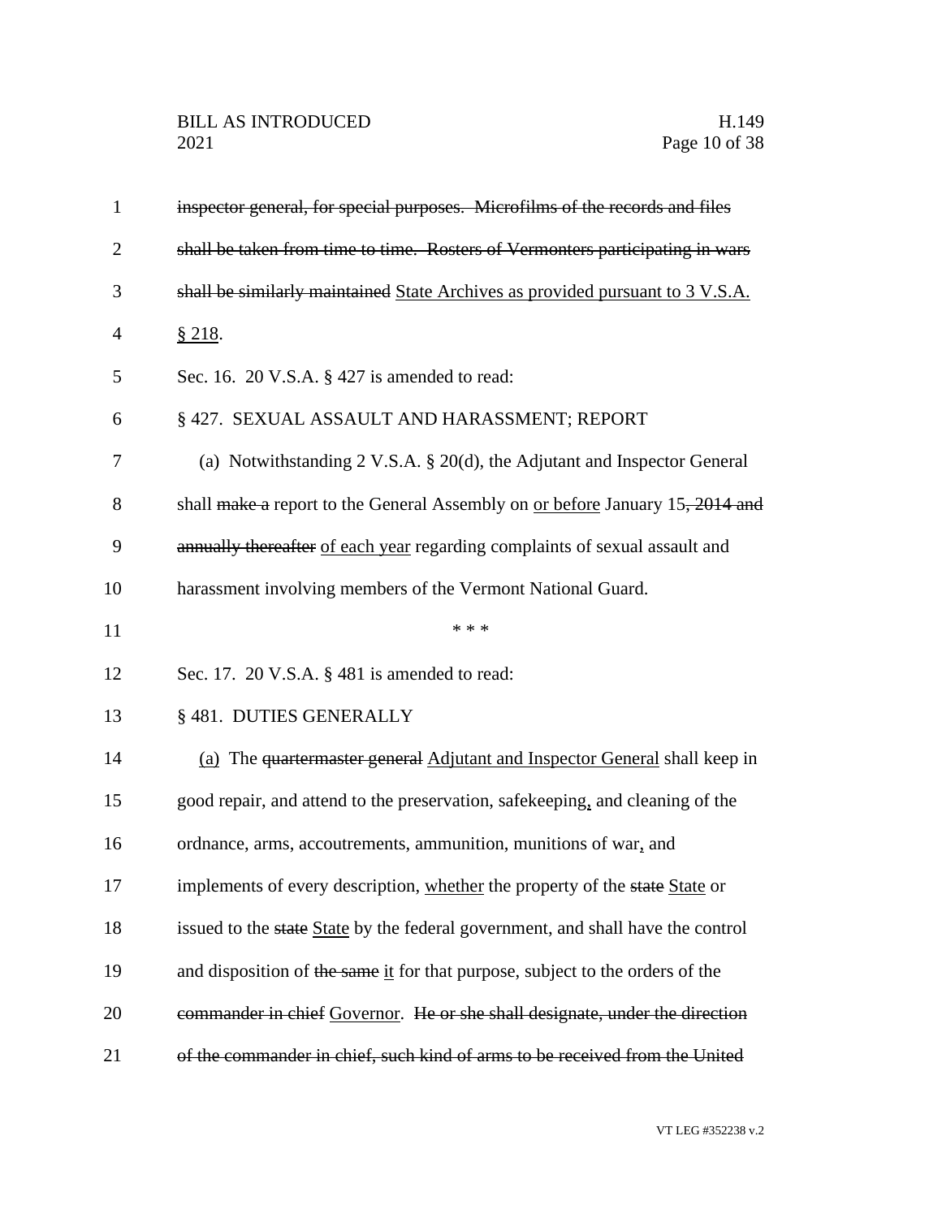~~inspector general, for special purposes. Microfilms of the records and files shall be taken from time to time. Rosters of Vermonters participating in wars shall be similarly maintained~~ <u>State Archives as provided pursuant to 3 V.S.A. § 218</u>.

Sec. 16. 20 V.S.A. § 427 is amended to read:

§ 427. SEXUAL ASSAULT AND HARASSMENT; REPORT

(a) Notwithstanding 2 V.S.A. § 20(d), the Adjutant and Inspector General shall ~~make a~~ report to the General Assembly on <u>or before</u> January 15~~, 2014 and annually thereafter~~ <u>of each year</u> regarding complaints of sexual assault and harassment involving members of the Vermont National Guard.

\* \* \*

Sec. 17. 20 V.S.A. § 481 is amended to read:

§ 481. DUTIES GENERALLY

<u>(a)</u> The ~~quartermaster general~~ <u>Adjutant and Inspector General</u> shall keep in good repair, and attend to the preservation, safekeeping<u>,</u> and cleaning of the ordnance, arms, accoutrements, ammunition, munitions of war<u>,</u> and implements of every description, <u>whether</u> the property of the ~~state~~ <u>State</u> or issued to the ~~state~~ <u>State</u> by the federal government, and shall have the control and disposition of ~~the same~~ <u>it</u> for that purpose, subject to the orders of the ~~commander in chief~~ <u>Governor</u>. ~~He or she shall designate, under the direction of the commander in chief, such kind of arms to be received from the United~~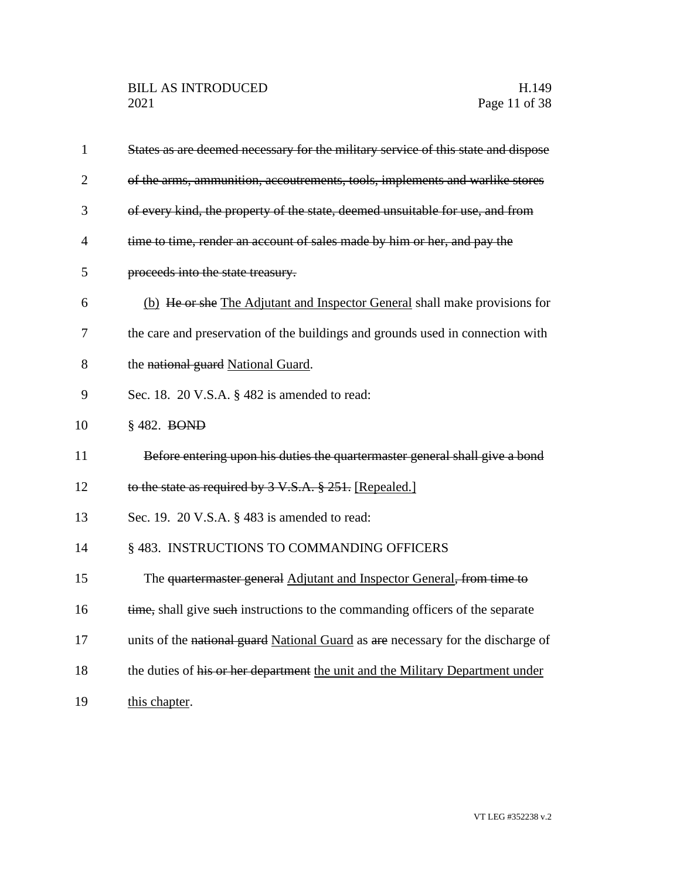~~States as are deemed necessary for the military service of this state and dispose of the arms, ammunition, accoutrements, tools, implements and warlike stores of every kind, the property of the state, deemed unsuitable for use, and from time to time, render an account of sales made by him or her, and pay the proceeds into the state treasury.~~

(b) ~~He or she~~ The Adjutant and Inspector General shall make provisions for the care and preservation of the buildings and grounds used in connection with the ~~national guard~~ National Guard.

Sec. 18. 20 V.S.A. § 482 is amended to read:

§ 482. ~~BOND~~

~~Before entering upon his duties the quartermaster general shall give a bond to the state as required by 3 V.S.A. § 251.~~ [Repealed.]

Sec. 19. 20 V.S.A. § 483 is amended to read:

§ 483. INSTRUCTIONS TO COMMANDING OFFICERS

The ~~quartermaster general~~ Adjutant and Inspector General~~, from time to time,~~ shall give ~~such~~ instructions to the commanding officers of the separate units of the ~~national guard~~ National Guard as ~~are~~ necessary for the discharge of the duties of ~~his or her department~~ the unit and the Military Department under this chapter.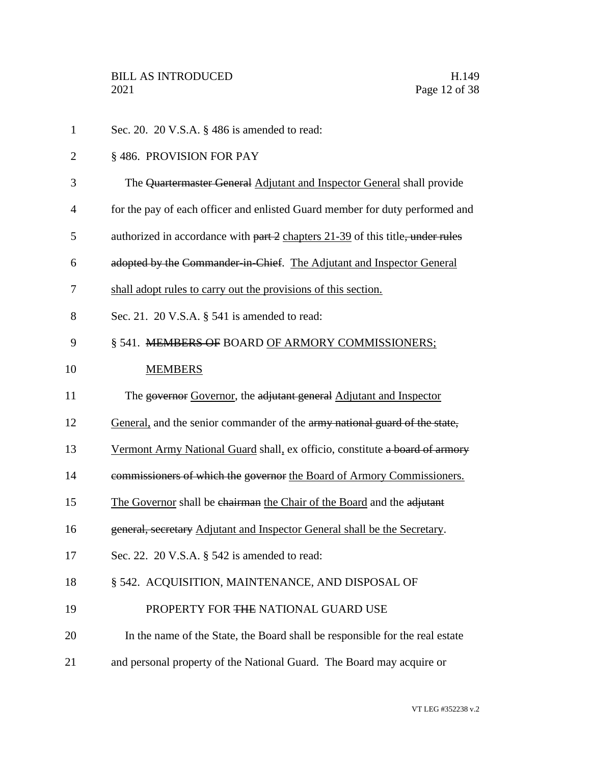Sec. 20. 20 V.S.A. § 486 is amended to read:

§ 486. PROVISION FOR PAY

The ~~Quartermaster General~~ Adjutant and Inspector General shall provide for the pay of each officer and enlisted Guard member for duty performed and authorized in accordance with ~~part 2~~ chapters 21-39 of this title~~, under rules adopted by the Commander-in-Chief~~. The Adjutant and Inspector General shall adopt rules to carry out the provisions of this section.

Sec. 21. 20 V.S.A. § 541 is amended to read:

§ 541. ~~MEMBERS OF~~ BOARD OF ARMORY COMMISSIONERS; MEMBERS

The ~~governor~~ Governor, the ~~adjutant general~~ Adjutant and Inspector General, and the senior commander of the ~~army national guard of the state,~~ Vermont Army National Guard shall, ex officio, constitute ~~a board of armory commissioners of which the governor~~ the Board of Armory Commissioners. The Governor shall be ~~chairman~~ the Chair of the Board and the ~~adjutant general, secretary~~ Adjutant and Inspector General shall be the Secretary.

Sec. 22. 20 V.S.A. § 542 is amended to read:

§ 542. ACQUISITION, MAINTENANCE, AND DISPOSAL OF PROPERTY FOR ~~THE~~ NATIONAL GUARD USE

In the name of the State, the Board shall be responsible for the real estate and personal property of the National Guard. The Board may acquire or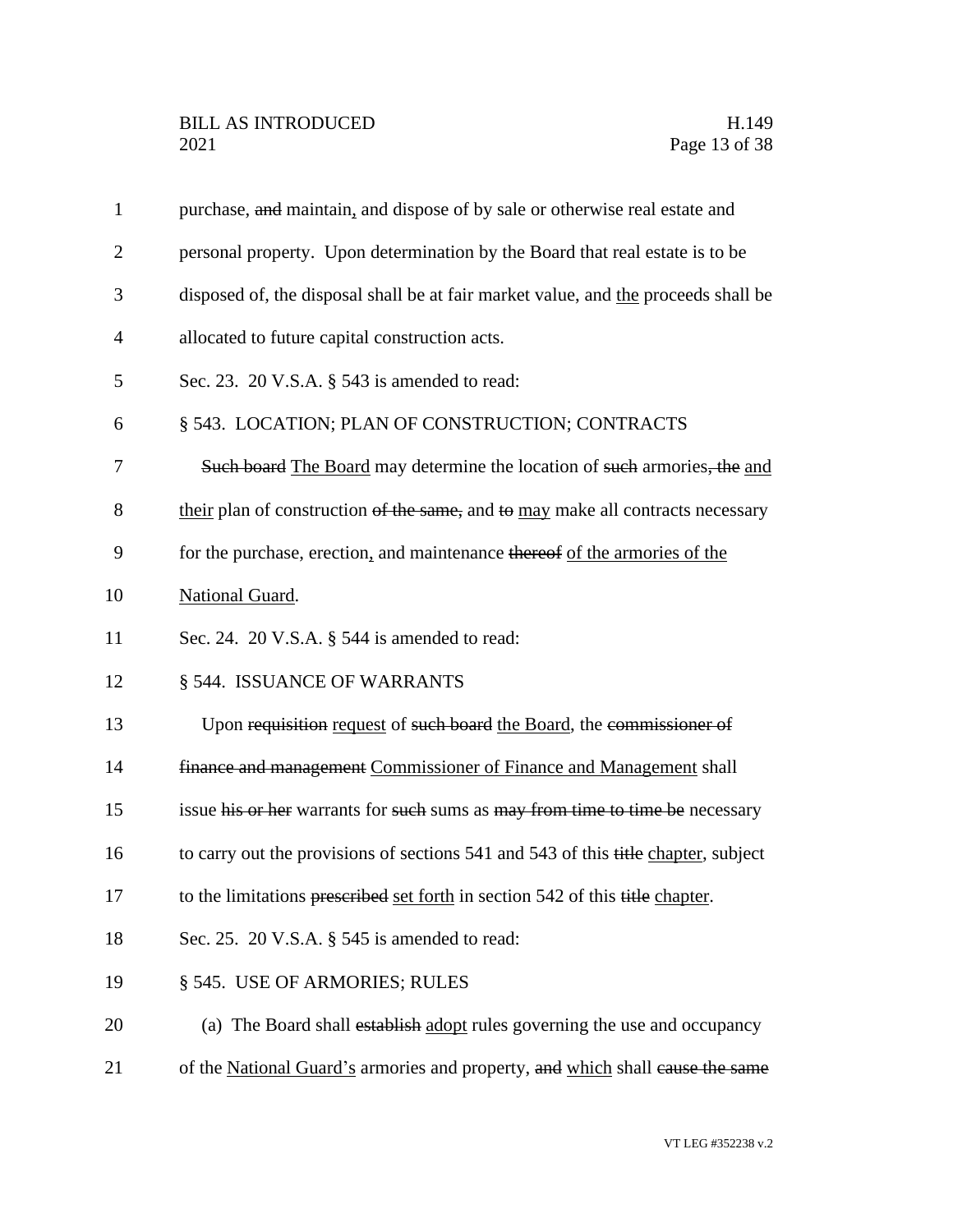purchase, ~~and~~ maintain, and dispose of by sale or otherwise real estate and personal property. Upon determination by the Board that real estate is to be disposed of, the disposal shall be at fair market value, and the proceeds shall be allocated to future capital construction acts.

Sec. 23. 20 V.S.A. § 543 is amended to read:

§ 543. LOCATION; PLAN OF CONSTRUCTION; CONTRACTS

~~Such board~~ The Board may determine the location of ~~such~~ armories~~, the~~ and their plan of construction ~~of the same,~~ and ~~to~~ may make all contracts necessary for the purchase, erection, and maintenance ~~thereof~~ of the armories of the National Guard.

Sec. 24. 20 V.S.A. § 544 is amended to read:

§ 544. ISSUANCE OF WARRANTS

Upon ~~requisition~~ request of ~~such board~~ the Board, the ~~commissioner of finance and management~~ Commissioner of Finance and Management shall issue ~~his or her~~ warrants for ~~such~~ sums as ~~may from time to time be~~ necessary to carry out the provisions of sections 541 and 543 of this ~~title~~ chapter, subject to the limitations ~~prescribed~~ set forth in section 542 of this ~~title~~ chapter.

Sec. 25. 20 V.S.A. § 545 is amended to read:

§ 545. USE OF ARMORIES; RULES

(a) The Board shall ~~establish~~ adopt rules governing the use and occupancy of the National Guard's armories and property, ~~and~~ which shall ~~cause the same~~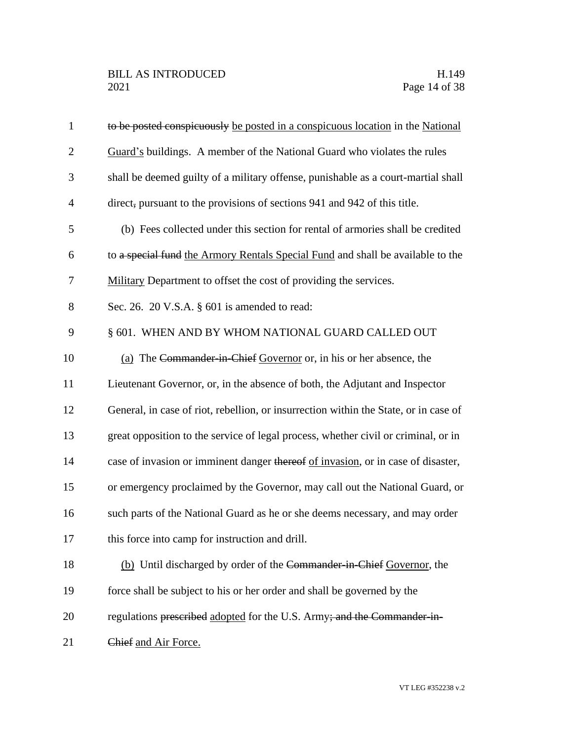~~to be posted conspicuously~~ <u>be posted in a conspicuous location</u> in the <u>National Guard's</u> buildings. A member of the National Guard who violates the rules shall be deemed guilty of a military offense, punishable as a court-martial shall direct~~,~~ pursuant to the provisions of sections 941 and 942 of this title.

(b) Fees collected under this section for rental of armories shall be credited to ~~a special fund~~ <u>the Armory Rentals Special Fund</u> and shall be available to the <u>Military</u> Department to offset the cost of providing the services.

Sec. 26. 20 V.S.A. § 601 is amended to read:

§ 601. WHEN AND BY WHOM NATIONAL GUARD CALLED OUT

<u>(a)</u> The ~~Commander-in-Chief~~ <u>Governor</u> or, in his or her absence, the Lieutenant Governor, or, in the absence of both, the Adjutant and Inspector General, in case of riot, rebellion, or insurrection within the State, or in case of great opposition to the service of legal process, whether civil or criminal, or in case of invasion or imminent danger ~~thereof~~ <u>of invasion</u>, or in case of disaster, or emergency proclaimed by the Governor, may call out the National Guard, or such parts of the National Guard as he or she deems necessary, and may order this force into camp for instruction and drill.

<u>(b)</u> Until discharged by order of the ~~Commander-in-Chief~~ <u>Governor</u>, the force shall be subject to his or her order and shall be governed by the regulations ~~prescribed~~ <u>adopted</u> for the U.S. Army~~; and the Commander-in-Chief~~ <u>and Air Force.</u>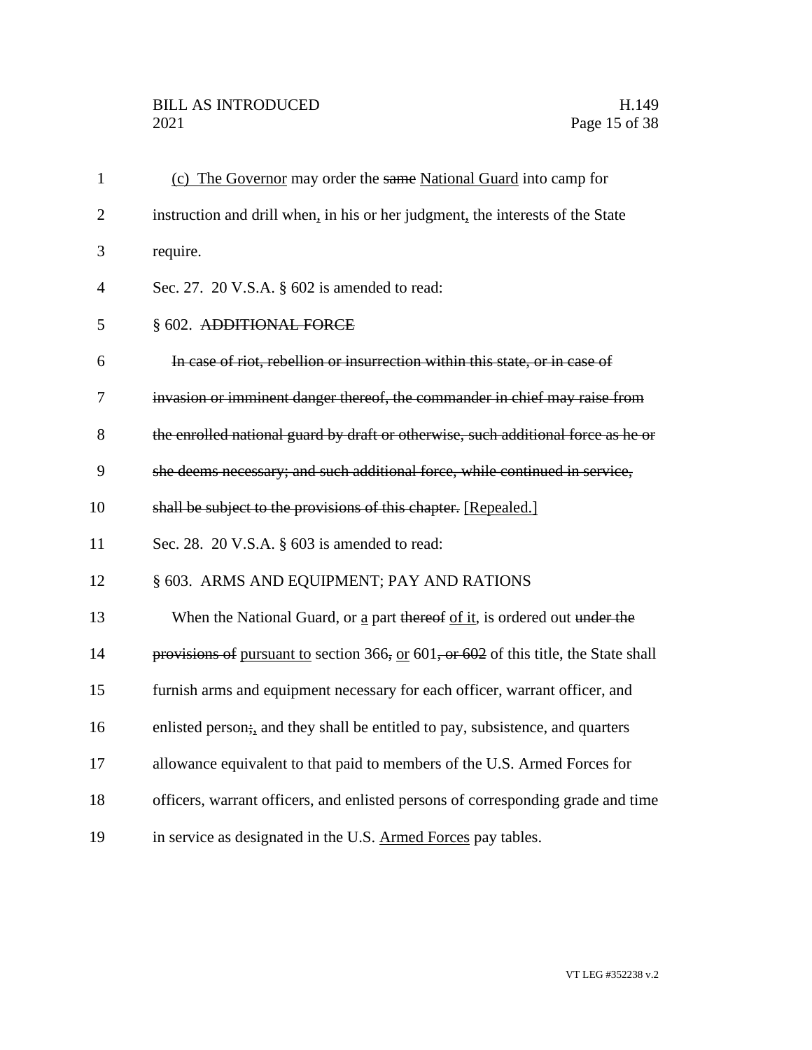(c) The Governor may order the ~~same~~ National Guard into camp for instruction and drill when, in his or her judgment, the interests of the State require.

Sec. 27. 20 V.S.A. § 602 is amended to read:

§ 602. ~~ADDITIONAL FORCE~~

~~In case of riot, rebellion or insurrection within this state, or in case of invasion or imminent danger thereof, the commander in chief may raise from the enrolled national guard by draft or otherwise, such additional force as he or she deems necessary; and such additional force, while continued in service, shall be subject to the provisions of this chapter.~~ [Repealed.]

Sec. 28. 20 V.S.A. § 603 is amended to read:

§ 603. ARMS AND EQUIPMENT; PAY AND RATIONS

When the National Guard, or a part ~~thereof~~ of it, is ordered out ~~under the provisions of~~ pursuant to section 366~~,~~ or 601~~, or 602~~ of this title, the State shall furnish arms and equipment necessary for each officer, warrant officer, and enlisted person~~;~~, and they shall be entitled to pay, subsistence, and quarters allowance equivalent to that paid to members of the U.S. Armed Forces for officers, warrant officers, and enlisted persons of corresponding grade and time in service as designated in the U.S. Armed Forces pay tables.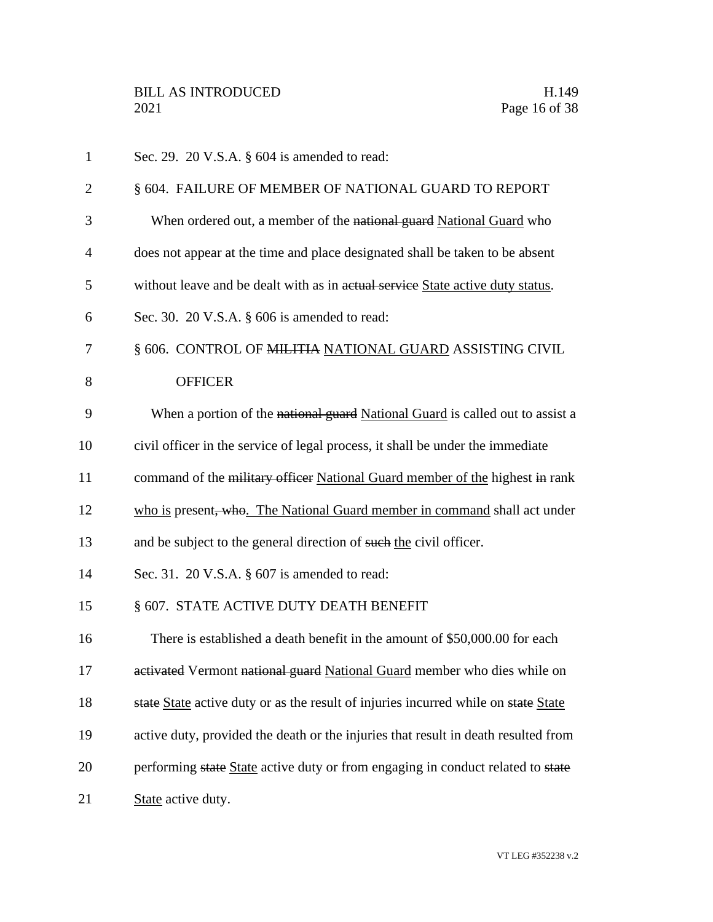Sec. 29. 20 V.S.A. § 604 is amended to read:

§ 604. FAILURE OF MEMBER OF NATIONAL GUARD TO REPORT

When ordered out, a member of the ~~national guard~~ National Guard who does not appear at the time and place designated shall be taken to be absent without leave and be dealt with as in ~~actual service~~ State active duty status.

Sec. 30. 20 V.S.A. § 606 is amended to read:

§ 606. CONTROL OF ~~MILITIA~~ NATIONAL GUARD ASSISTING CIVIL OFFICER

When a portion of the ~~national guard~~ National Guard is called out to assist a civil officer in the service of legal process, it shall be under the immediate command of the ~~military officer~~ National Guard member of the highest ~~in~~ rank who is present~~, who~~. The National Guard member in command shall act under and be subject to the general direction of ~~such~~ the civil officer.

Sec. 31. 20 V.S.A. § 607 is amended to read:

§ 607. STATE ACTIVE DUTY DEATH BENEFIT

There is established a death benefit in the amount of $50,000.00 for each ~~activated~~ Vermont ~~national guard~~ National Guard member who dies while on ~~state~~ State active duty or as the result of injuries incurred while on ~~state~~ State active duty, provided the death or the injuries that result in death resulted from performing ~~state~~ State active duty or from engaging in conduct related to ~~state~~ State active duty.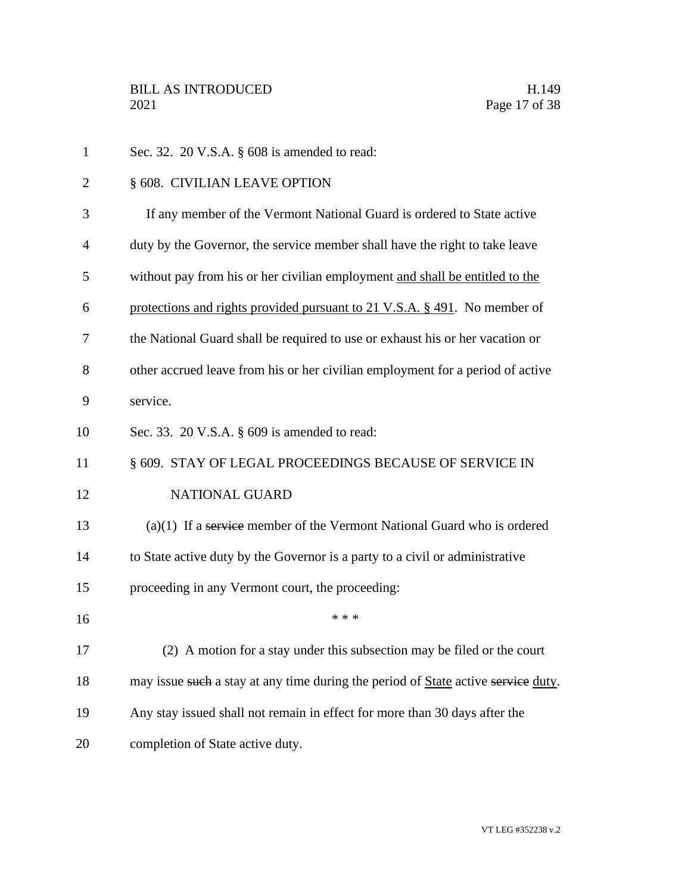Sec. 32. 20 V.S.A. § 608 is amended to read:

§ 608. CIVILIAN LEAVE OPTION

If any member of the Vermont National Guard is ordered to State active duty by the Governor, the service member shall have the right to take leave without pay from his or her civilian employment <u>and shall be entitled to the protections and rights provided pursuant to 21 V.S.A. § 491</u>. No member of the National Guard shall be required to use or exhaust his or her vacation or other accrued leave from his or her civilian employment for a period of active service.

Sec. 33. 20 V.S.A. § 609 is amended to read:

§ 609. STAY OF LEGAL PROCEEDINGS BECAUSE OF SERVICE IN NATIONAL GUARD

(a)(1) If a ~~service~~ member of the Vermont National Guard who is ordered to State active duty by the Governor is a party to a civil or administrative proceeding in any Vermont court, the proceeding:

\* \* \*

(2) A motion for a stay under this subsection may be filed or the court may issue ~~such~~ a stay at any time during the period of <u>State</u> active ~~service~~ <u>duty</u>. Any stay issued shall not remain in effect for more than 30 days after the completion of State active duty.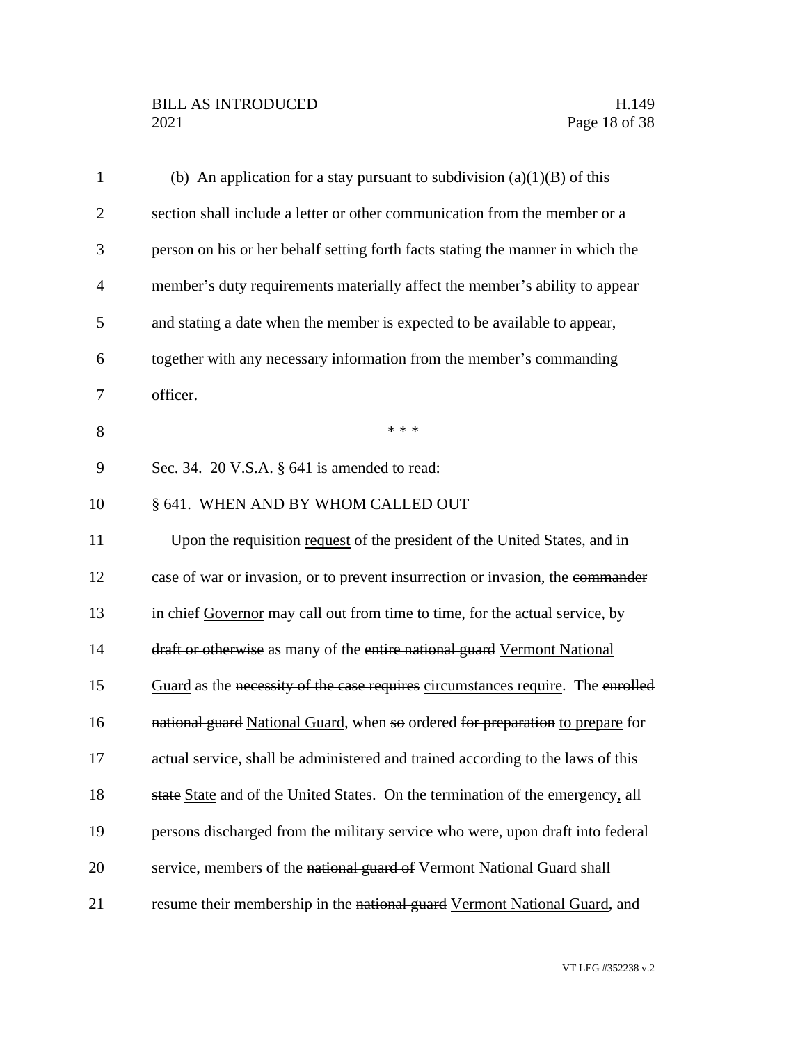(b) An application for a stay pursuant to subdivision (a)(1)(B) of this section shall include a letter or other communication from the member or a person on his or her behalf setting forth facts stating the manner in which the member's duty requirements materially affect the member's ability to appear and stating a date when the member is expected to be available to appear, together with any <u>necessary</u> information from the member's commanding officer.

\* \* \*

Sec. 34. 20 V.S.A. § 641 is amended to read:

§ 641. WHEN AND BY WHOM CALLED OUT

Upon the ~~requisition~~ <u>request</u> of the president of the United States, and in case of war or invasion, or to prevent insurrection or invasion, the ~~commander in chief~~ <u>Governor</u> may call out ~~from time to time, for the actual service, by draft or otherwise~~ as many of the ~~entire national guard~~ <u>Vermont National Guard</u> as the ~~necessity of the case requires~~ <u>circumstances require</u>. The ~~enrolled national guard~~ <u>National Guard</u>, when ~~so~~ ordered ~~for preparation~~ <u>to prepare</u> for actual service, shall be administered and trained according to the laws of this ~~state~~ <u>State</u> and of the United States. On the termination of the emergency<u>,</u> all persons discharged from the military service who were, upon draft into federal service, members of the ~~national guard of~~ Vermont <u>National Guard</u> shall resume their membership in the ~~national guard~~ <u>Vermont National Guard</u>, and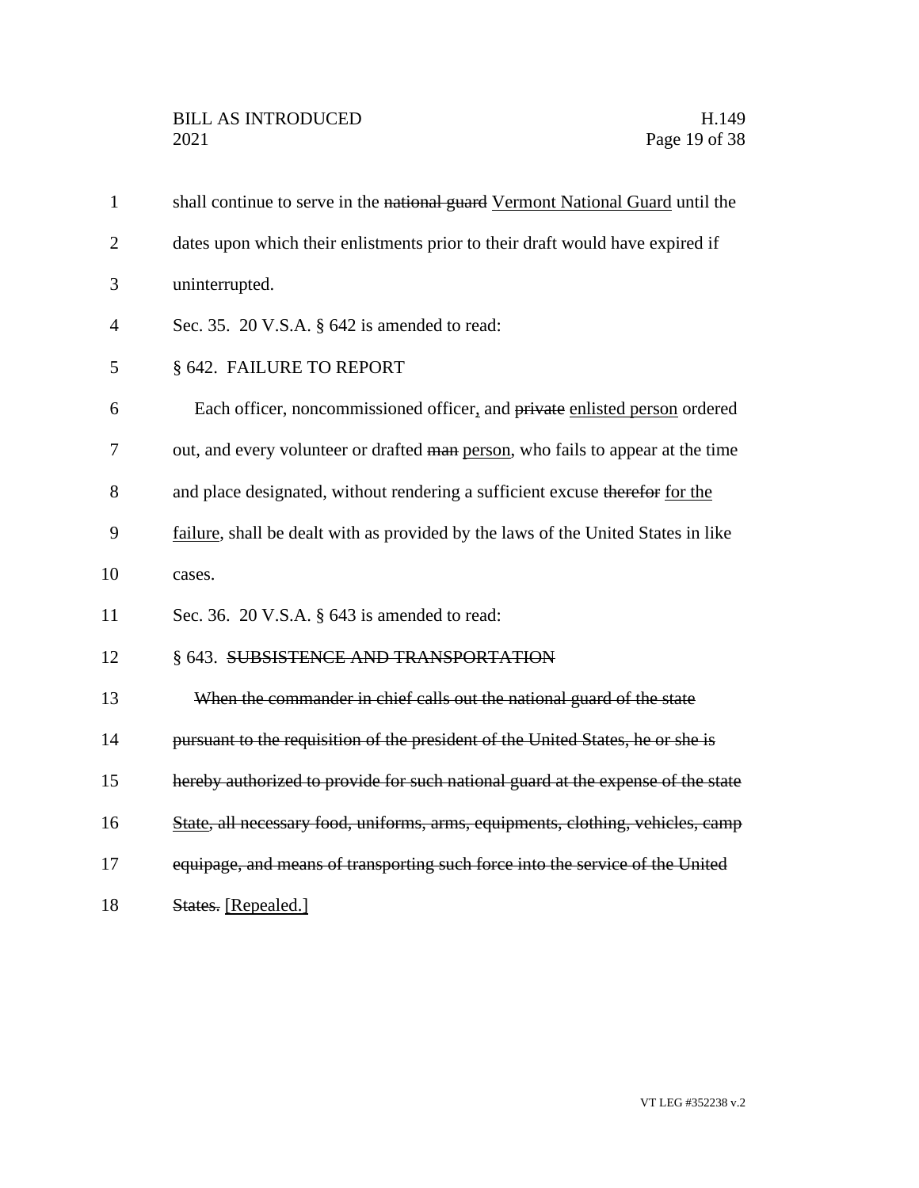shall continue to serve in the ~~national guard~~ Vermont National Guard until the dates upon which their enlistments prior to their draft would have expired if uninterrupted.

Sec. 35. 20 V.S.A. § 642 is amended to read:

§ 642. FAILURE TO REPORT

Each officer, noncommissioned officer, and ~~private~~ enlisted person ordered out, and every volunteer or drafted ~~man~~ person, who fails to appear at the time and place designated, without rendering a sufficient excuse ~~therefor~~ for the failure, shall be dealt with as provided by the laws of the United States in like cases.

Sec. 36. 20 V.S.A. § 643 is amended to read:

§ 643. ~~SUBSISTENCE AND TRANSPORTATION~~

~~When the commander in chief calls out the national guard of the state pursuant to the requisition of the president of the United States, he or she is hereby authorized to provide for such national guard at the expense of the state State, all necessary food, uniforms, arms, equipments, clothing, vehicles, camp equipage, and means of transporting such force into the service of the United States.~~ [Repealed.]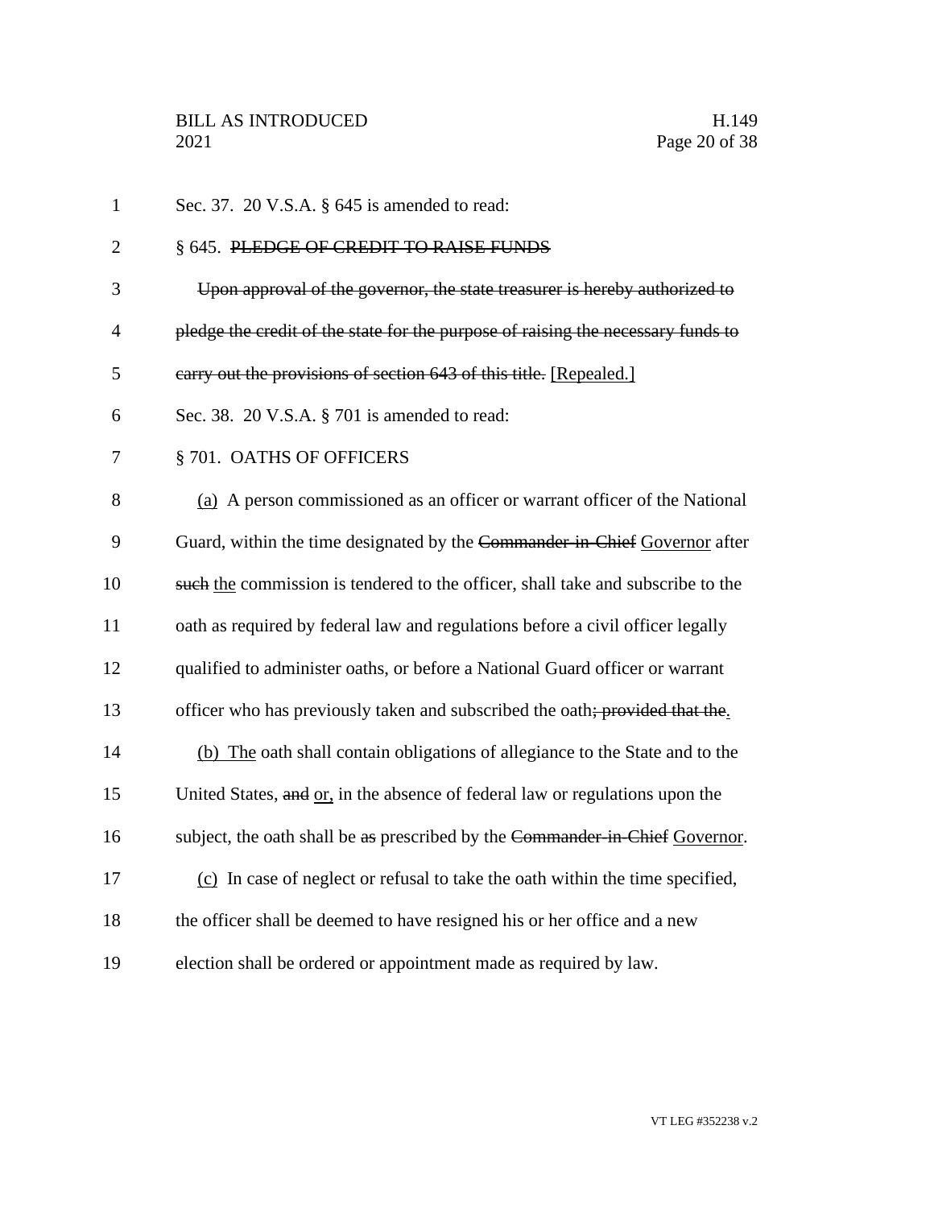Sec. 37. 20 V.S.A. § 645 is amended to read:

§ 645. ~~PLEDGE OF CREDIT TO RAISE FUNDS~~

~~Upon approval of the governor, the state treasurer is hereby authorized to pledge the credit of the state for the purpose of raising the necessary funds to carry out the provisions of section 643 of this title.~~ <u>[Repealed.]</u>

Sec. 38. 20 V.S.A. § 701 is amended to read:

§ 701. OATHS OF OFFICERS

<u>(a)</u> A person commissioned as an officer or warrant officer of the National Guard, within the time designated by the ~~Commander-in-Chief~~ <u>Governor</u> after ~~such~~ <u>the</u> commission is tendered to the officer, shall take and subscribe to the oath as required by federal law and regulations before a civil officer legally qualified to administer oaths, or before a National Guard officer or warrant officer who has previously taken and subscribed the oath~~; provided that the~~<u>.</u>

<u>(b) The</u> oath shall contain obligations of allegiance to the State and to the United States, ~~and~~ <u>or,</u> in the absence of federal law or regulations upon the subject, the oath shall be ~~as~~ prescribed by the ~~Commander-in-Chief~~ <u>Governor</u>.

<u>(c)</u> In case of neglect or refusal to take the oath within the time specified, the officer shall be deemed to have resigned his or her office and a new election shall be ordered or appointment made as required by law.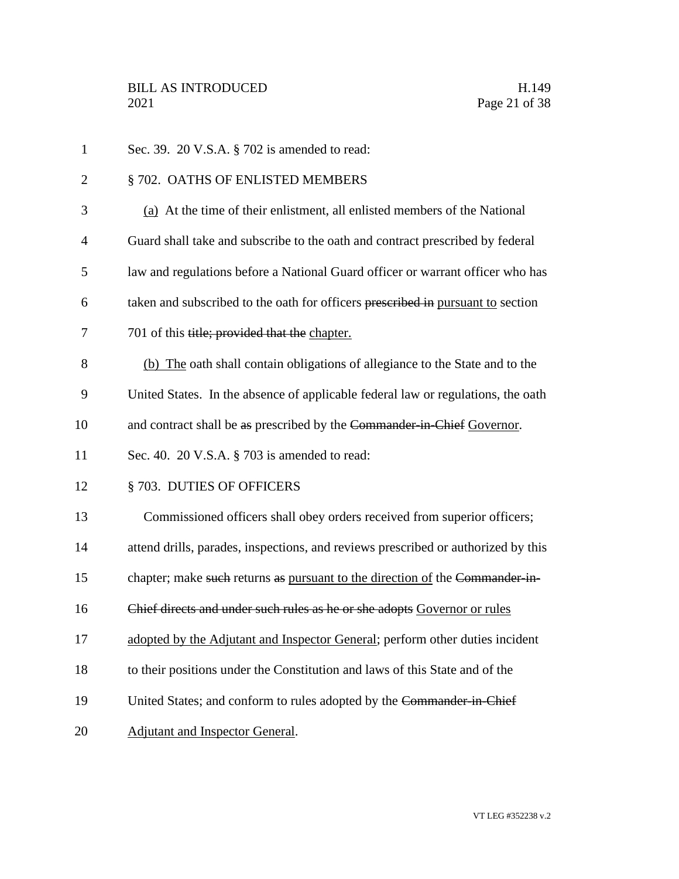Sec. 39. 20 V.S.A. § 702 is amended to read:

§ 702. OATHS OF ENLISTED MEMBERS

<u>(a)</u> At the time of their enlistment, all enlisted members of the National Guard shall take and subscribe to the oath and contract prescribed by federal law and regulations before a National Guard officer or warrant officer who has taken and subscribed to the oath for officers ~~prescribed in~~ <u>pursuant to</u> section 701 of this ~~title; provided that the~~ <u>chapter.</u>

<u>(b) The</u> oath shall contain obligations of allegiance to the State and to the United States. In the absence of applicable federal law or regulations, the oath and contract shall be ~~as~~ prescribed by the ~~Commander-in-Chief~~ <u>Governor</u>.

Sec. 40. 20 V.S.A. § 703 is amended to read:

§ 703. DUTIES OF OFFICERS

Commissioned officers shall obey orders received from superior officers; attend drills, parades, inspections, and reviews prescribed or authorized by this chapter; make ~~such~~ returns ~~as~~ <u>pursuant to the direction of</u> the ~~Commander-in-Chief directs and under such rules as he or she adopts~~ <u>Governor or rules adopted by the Adjutant and Inspector General</u>; perform other duties incident to their positions under the Constitution and laws of this State and of the United States; and conform to rules adopted by the ~~Commander-in-Chief~~ <u>Adjutant and Inspector General</u>.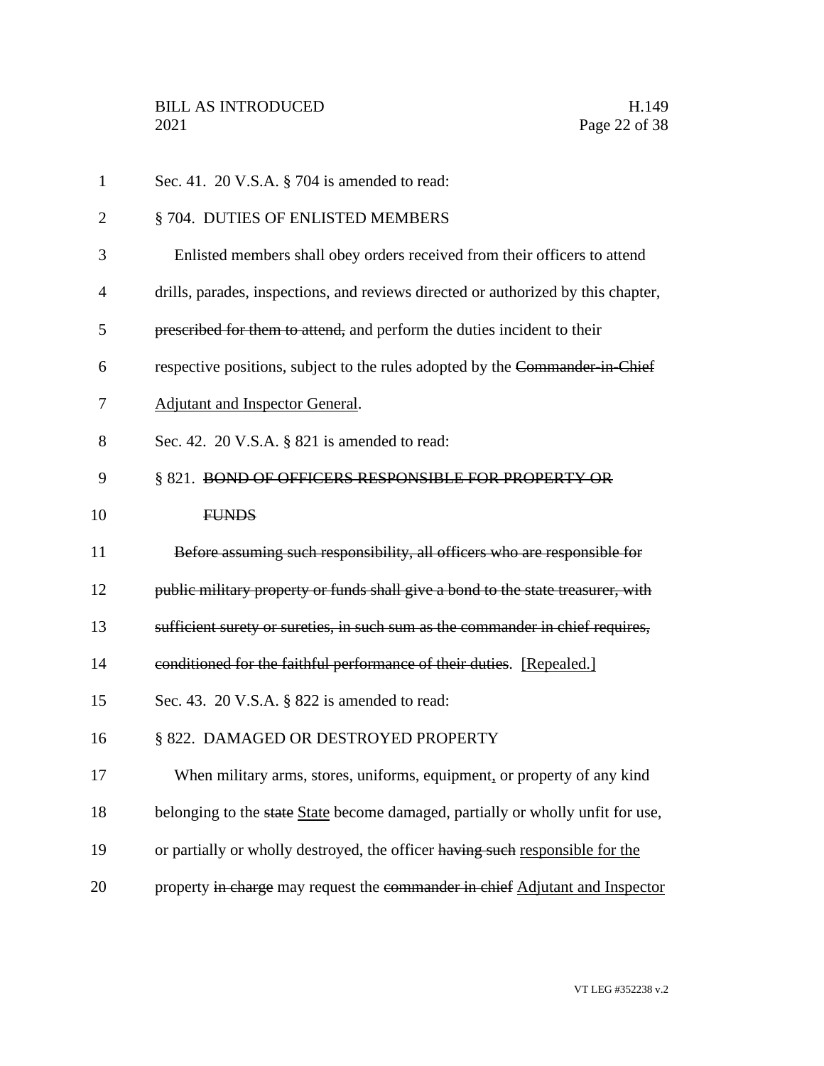Sec. 41. 20 V.S.A. § 704 is amended to read:

§ 704. DUTIES OF ENLISTED MEMBERS

Enlisted members shall obey orders received from their officers to attend drills, parades, inspections, and reviews directed or authorized by this chapter, ~~prescribed for them to attend,~~ and perform the duties incident to their respective positions, subject to the rules adopted by the ~~Commander-in-Chief~~ Adjutant and Inspector General.

Sec. 42. 20 V.S.A. § 821 is amended to read:

§ 821. ~~BOND OF OFFICERS RESPONSIBLE FOR PROPERTY OR FUNDS~~

~~Before assuming such responsibility, all officers who are responsible for public military property or funds shall give a bond to the state treasurer, with sufficient surety or sureties, in such sum as the commander in chief requires, conditioned for the faithful performance of their duties.~~ [Repealed.]

Sec. 43. 20 V.S.A. § 822 is amended to read:

§ 822. DAMAGED OR DESTROYED PROPERTY

When military arms, stores, uniforms, equipment, or property of any kind belonging to the ~~state~~ State become damaged, partially or wholly unfit for use, or partially or wholly destroyed, the officer ~~having such~~ responsible for the property ~~in charge~~ may request the ~~commander in chief~~ Adjutant and Inspector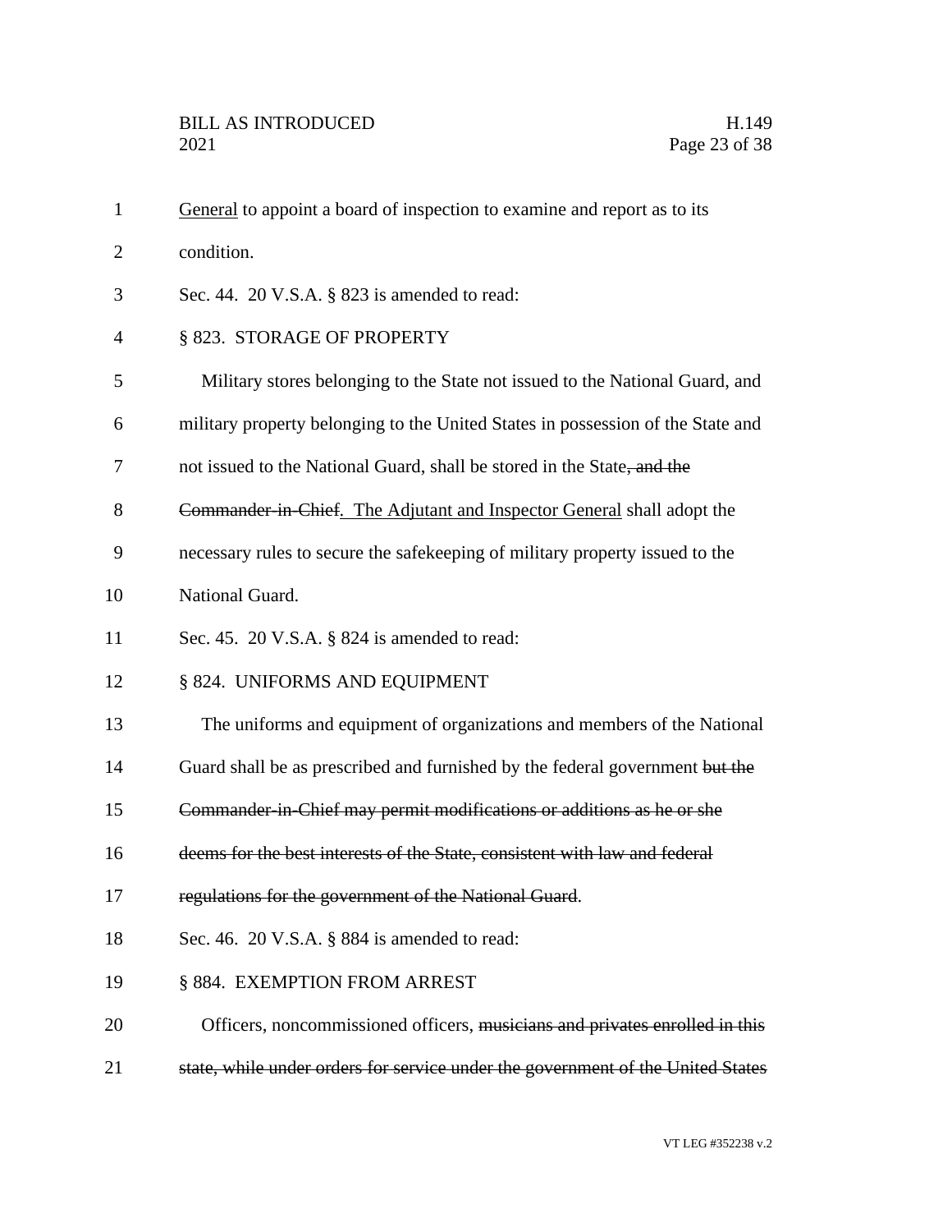General to appoint a board of inspection to examine and report as to its condition.

Sec. 44. 20 V.S.A. § 823 is amended to read:

§ 823. STORAGE OF PROPERTY

Military stores belonging to the State not issued to the National Guard, and military property belonging to the United States in possession of the State and not issued to the National Guard, shall be stored in the State~~, and the Commander-in-Chief~~. The Adjutant and Inspector General shall adopt the necessary rules to secure the safekeeping of military property issued to the National Guard.

Sec. 45. 20 V.S.A. § 824 is amended to read:

§ 824. UNIFORMS AND EQUIPMENT

The uniforms and equipment of organizations and members of the National Guard shall be as prescribed and furnished by the federal government ~~but the Commander-in-Chief may permit modifications or additions as he or she deems for the best interests of the State, consistent with law and federal regulations for the government of the National Guard~~.

Sec. 46. 20 V.S.A. § 884 is amended to read:

§ 884. EXEMPTION FROM ARREST

Officers, noncommissioned officers, ~~musicians and privates enrolled in this state, while under orders for service under the government of the United States~~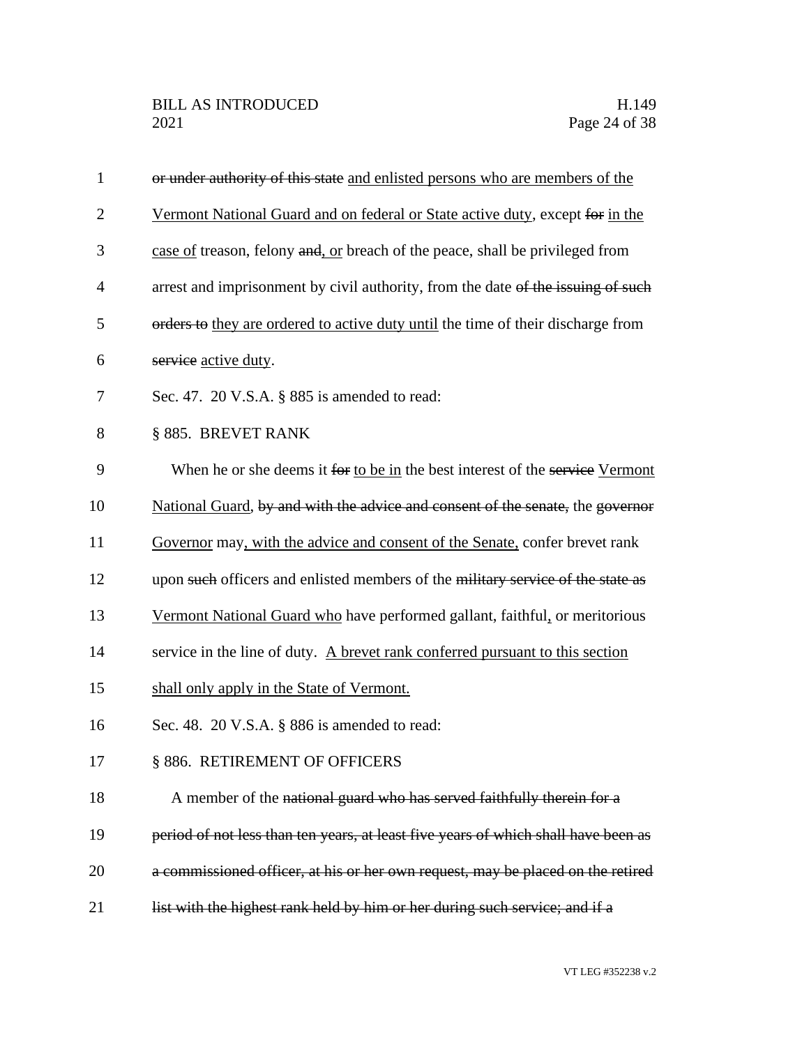~~or under authority of this state~~ <u>and enlisted persons who are members of the Vermont National Guard and on federal or State active duty</u>, except ~~for~~ <u>in the case of</u> treason, felony ~~and~~<u>, or</u> breach of the peace, shall be privileged from arrest and imprisonment by civil authority, from the date ~~of the issuing of such orders to~~ <u>they are ordered to active duty until</u> the time of their discharge from ~~service~~ <u>active duty</u>.

Sec. 47. 20 V.S.A. § 885 is amended to read:

§ 885. BREVET RANK

When he or she deems it ~~for~~ <u>to be in</u> the best interest of the ~~service~~ <u>Vermont National Guard</u>, ~~by and with the advice and consent of the senate,~~ the ~~governor~~ <u>Governor</u> may<u>, with the advice and consent of the Senate,</u> confer brevet rank upon ~~such~~ officers and enlisted members of the ~~military service of the state as~~ <u>Vermont National Guard who</u> have performed gallant, faithful<u>,</u> or meritorious service in the line of duty. <u>A brevet rank conferred pursuant to this section shall only apply in the State of Vermont.</u>

Sec. 48. 20 V.S.A. § 886 is amended to read:

§ 886. RETIREMENT OF OFFICERS

A member of the ~~national guard who has served faithfully therein for a period of not less than ten years, at least five years of which shall have been as a commissioned officer, at his or her own request, may be placed on the retired list with the highest rank held by him or her during such service; and if a~~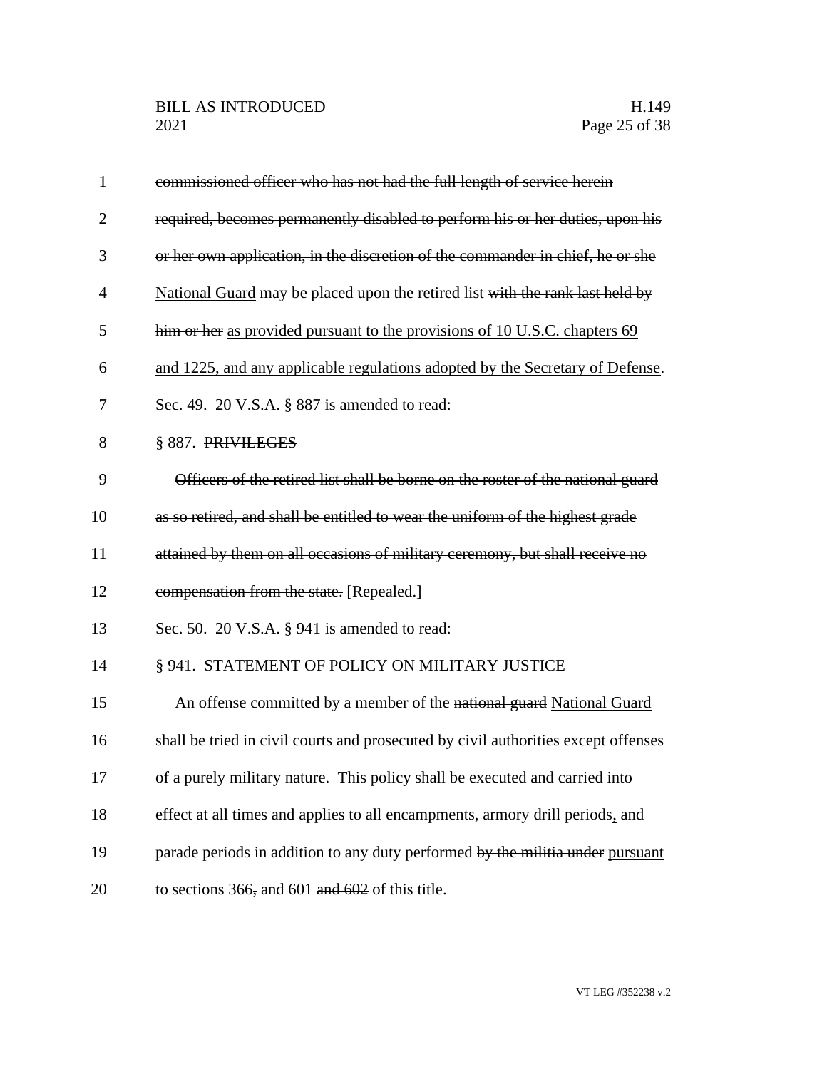~~commissioned officer who has not had the full length of service herein required, becomes permanently disabled to perform his or her duties, upon his or her own application, in the discretion of the commander in chief, he or she~~ <u>National Guard</u> may be placed upon the retired list ~~with the rank last held by him or her~~ <u>as provided pursuant to the provisions of 10 U.S.C. chapters 69 and 1225, and any applicable regulations adopted by the Secretary of Defense</u>.

Sec. 49. 20 V.S.A. § 887 is amended to read:

§ 887. ~~PRIVILEGES~~

~~Officers of the retired list shall be borne on the roster of the national guard as so retired, and shall be entitled to wear the uniform of the highest grade attained by them on all occasions of military ceremony, but shall receive no compensation from the state.~~ <u>[Repealed.]</u>

Sec. 50. 20 V.S.A. § 941 is amended to read:

§ 941. STATEMENT OF POLICY ON MILITARY JUSTICE

An offense committed by a member of the ~~national guard~~ <u>National Guard</u> shall be tried in civil courts and prosecuted by civil authorities except offenses of a purely military nature. This policy shall be executed and carried into effect at all times and applies to all encampments, armory drill periods<u>,</u> and parade periods in addition to any duty performed ~~by the militia under~~ <u>pursuant to</u> sections 366~~,~~ <u>and</u> 601 ~~and 602~~ of this title.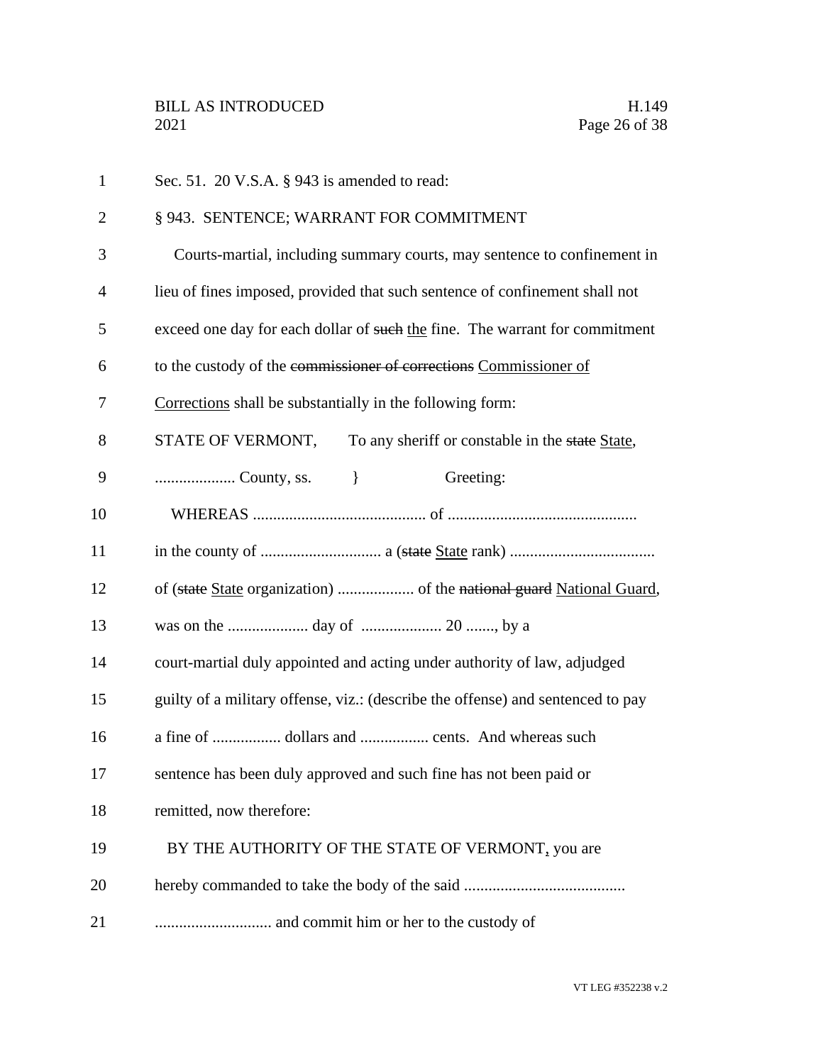Sec. 51. 20 V.S.A. § 943 is amended to read:

§ 943. SENTENCE; WARRANT FOR COMMITMENT

Courts-martial, including summary courts, may sentence to confinement in lieu of fines imposed, provided that such sentence of confinement shall not exceed one day for each dollar of ~~such~~ the fine. The warrant for commitment to the custody of the ~~commissioner of corrections~~ Commissioner of Corrections shall be substantially in the following form:

STATE OF VERMONT,    To any sheriff or constable in the ~~state~~ State,
.................... County, ss.    }    Greeting:

WHEREAS ........................................... of ..............................................
in the county of .............................. a (~~state~~ State rank) ....................................
of (~~state~~ State organization) ................... of the ~~national guard~~ National Guard,
was on the .................... day of .................... 20 ......., by a
court-martial duly appointed and acting under authority of law, adjudged
guilty of a military offense, viz.: (describe the offense) and sentenced to pay
a fine of ................. dollars and ................. cents. And whereas such
sentence has been duly approved and such fine has not been paid or
remitted, now therefore:

BY THE AUTHORITY OF THE STATE OF VERMONT, you are
hereby commanded to take the body of the said ........................................
............................ and commit him or her to the custody of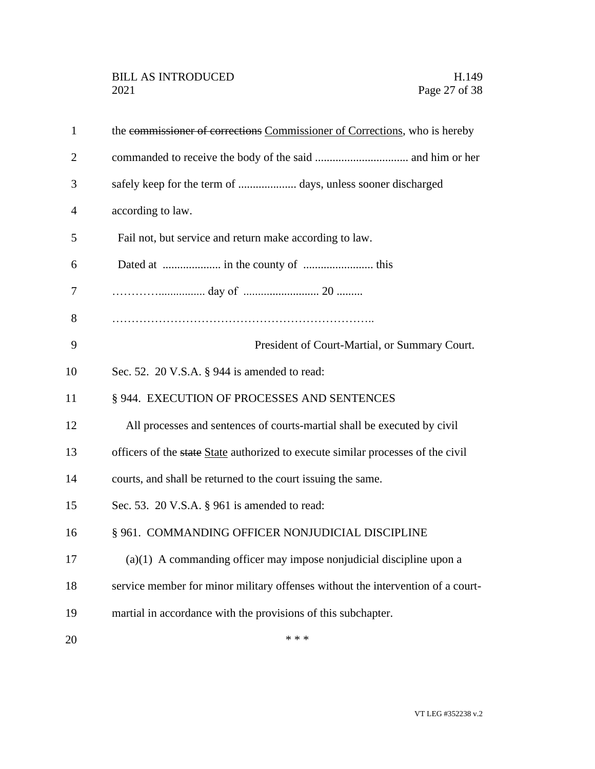the ~~commissioner of corrections~~ Commissioner of Corrections, who is hereby commanded to receive the body of the said ................................ and him or her safely keep for the term of .................... days, unless sooner discharged according to law.

Fail not, but service and return make according to law.

Dated at .................... in the county of ........................ this …………................ day of .......................... 20 .........

…………………………………………………………..

President of Court-Martial, or Summary Court.

Sec. 52. 20 V.S.A. § 944 is amended to read:

§ 944. EXECUTION OF PROCESSES AND SENTENCES

All processes and sentences of courts-martial shall be executed by civil officers of the ~~state~~ State authorized to execute similar processes of the civil courts, and shall be returned to the court issuing the same.

Sec. 53. 20 V.S.A. § 961 is amended to read:

§ 961. COMMANDING OFFICER NONJUDICIAL DISCIPLINE

(a)(1) A commanding officer may impose nonjudicial discipline upon a service member for minor military offenses without the intervention of a court-martial in accordance with the provisions of this subchapter.

\* \* \*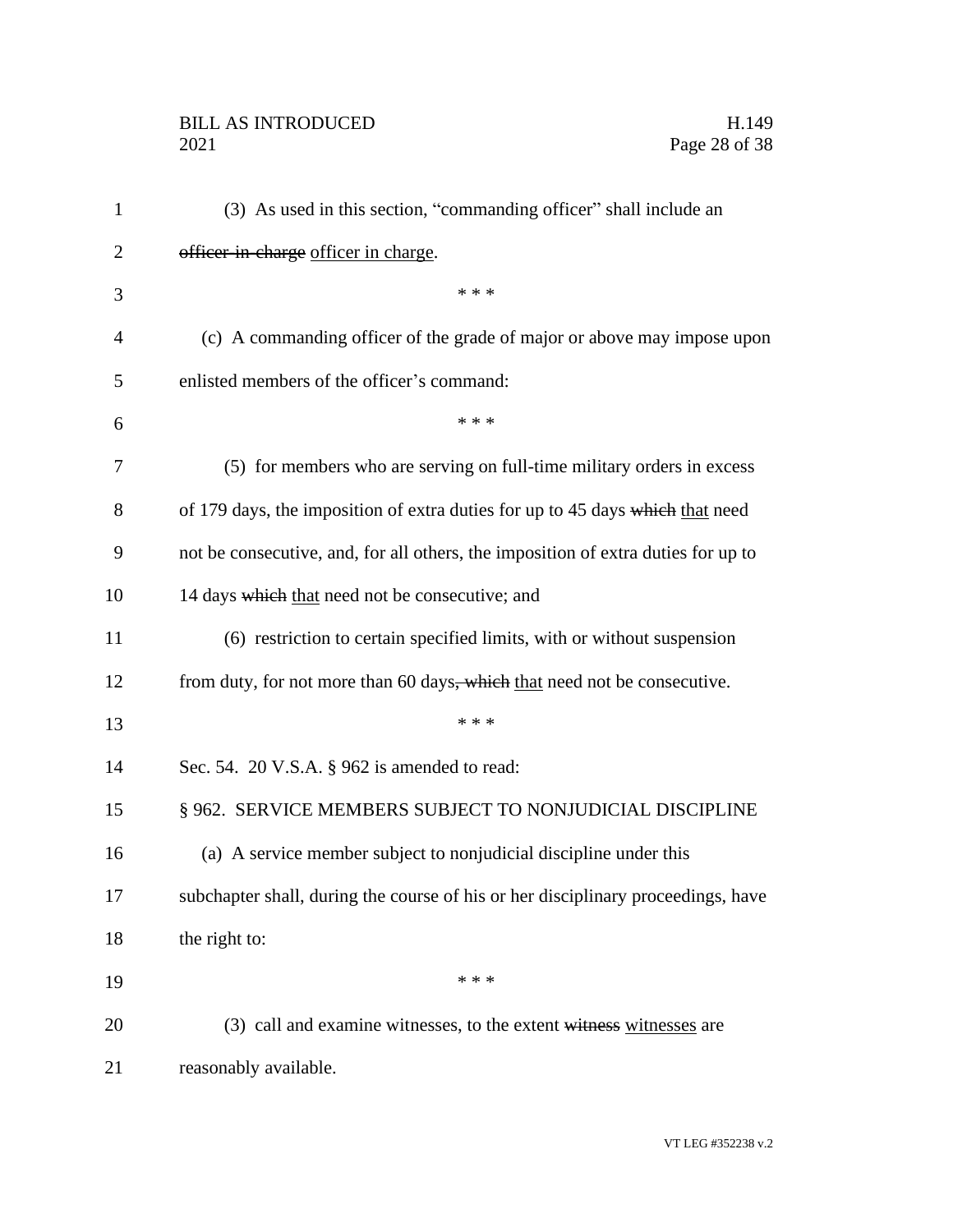(3) As used in this section, "commanding officer" shall include an ~~officer-in-charge~~ officer in charge.

\* \* \*

(c) A commanding officer of the grade of major or above may impose upon enlisted members of the officer's command:

\* \* \*

(5) for members who are serving on full-time military orders in excess of 179 days, the imposition of extra duties for up to 45 days ~~which~~ that need not be consecutive, and, for all others, the imposition of extra duties for up to 14 days ~~which~~ that need not be consecutive; and

(6) restriction to certain specified limits, with or without suspension from duty, for not more than 60 days~~, which~~ that need not be consecutive.

\* \* \*

Sec. 54. 20 V.S.A. § 962 is amended to read:

§ 962. SERVICE MEMBERS SUBJECT TO NONJUDICIAL DISCIPLINE

(a) A service member subject to nonjudicial discipline under this subchapter shall, during the course of his or her disciplinary proceedings, have the right to:

\* \* \*

(3) call and examine witnesses, to the extent ~~witness~~ witnesses are reasonably available.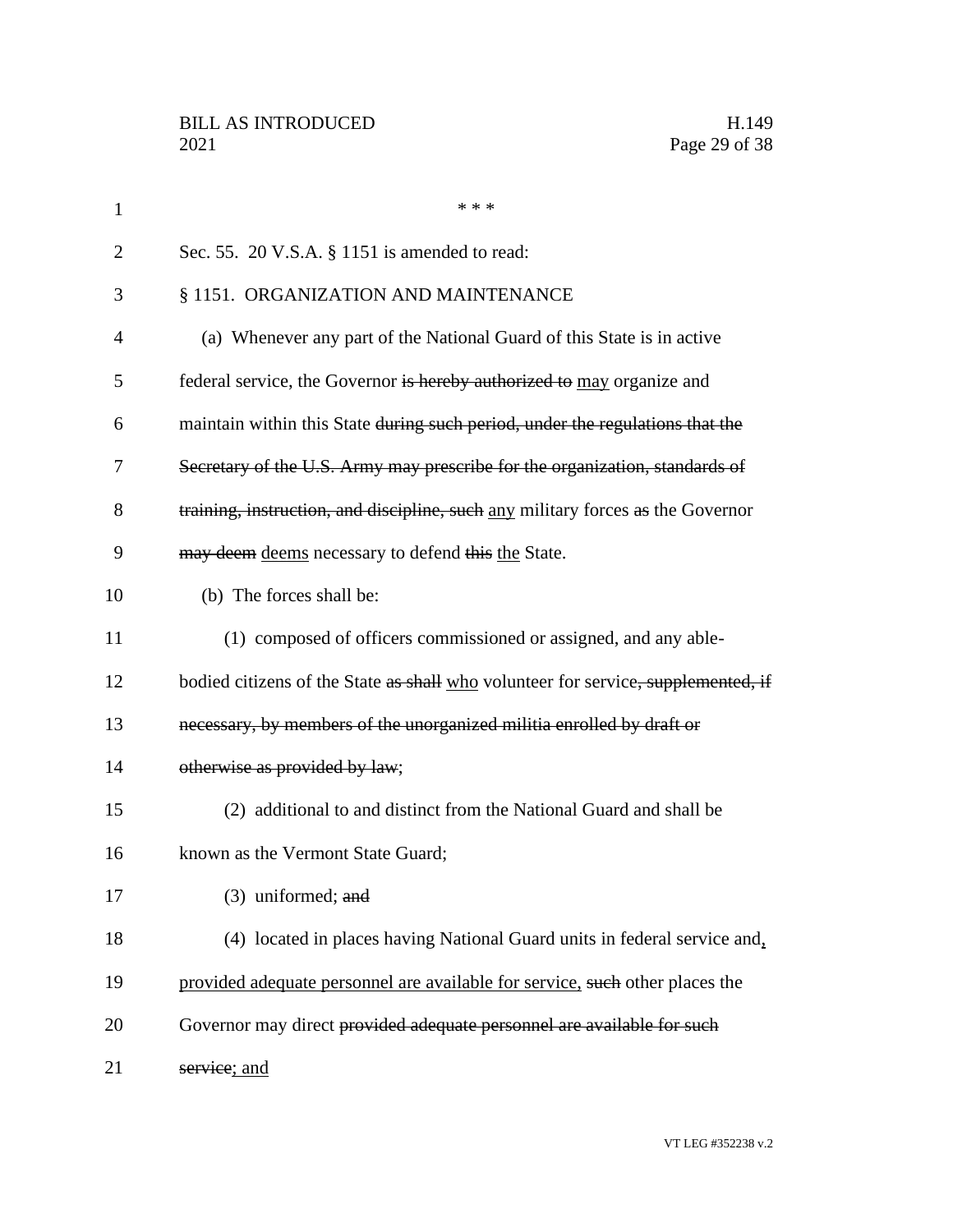\* \* \*

Sec. 55. 20 V.S.A. § 1151 is amended to read:

§ 1151. ORGANIZATION AND MAINTENANCE

(a) Whenever any part of the National Guard of this State is in active federal service, the Governor ~~is hereby authorized to~~ <u>may</u> organize and maintain within this State ~~during such period, under the regulations that the Secretary of the U.S. Army may prescribe for the organization, standards of training, instruction, and discipline, such~~ <u>any</u> military forces ~~as~~ the Governor ~~may deem~~ <u>deems</u> necessary to defend ~~this~~ <u>the</u> State.

(b) The forces shall be:

(1) composed of officers commissioned or assigned, and any able-bodied citizens of the State ~~as shall~~ <u>who</u> volunteer for service~~, supplemented, if necessary, by members of the unorganized militia enrolled by draft or otherwise as provided by law~~;

(2) additional to and distinct from the National Guard and shall be known as the Vermont State Guard;

(3) uniformed; ~~and~~

(4) located in places having National Guard units in federal service and<u>,</u> <u>provided adequate personnel are available for service,</u> ~~such~~ other places the Governor may direct ~~provided adequate personnel are available for such service~~<u>; and</u>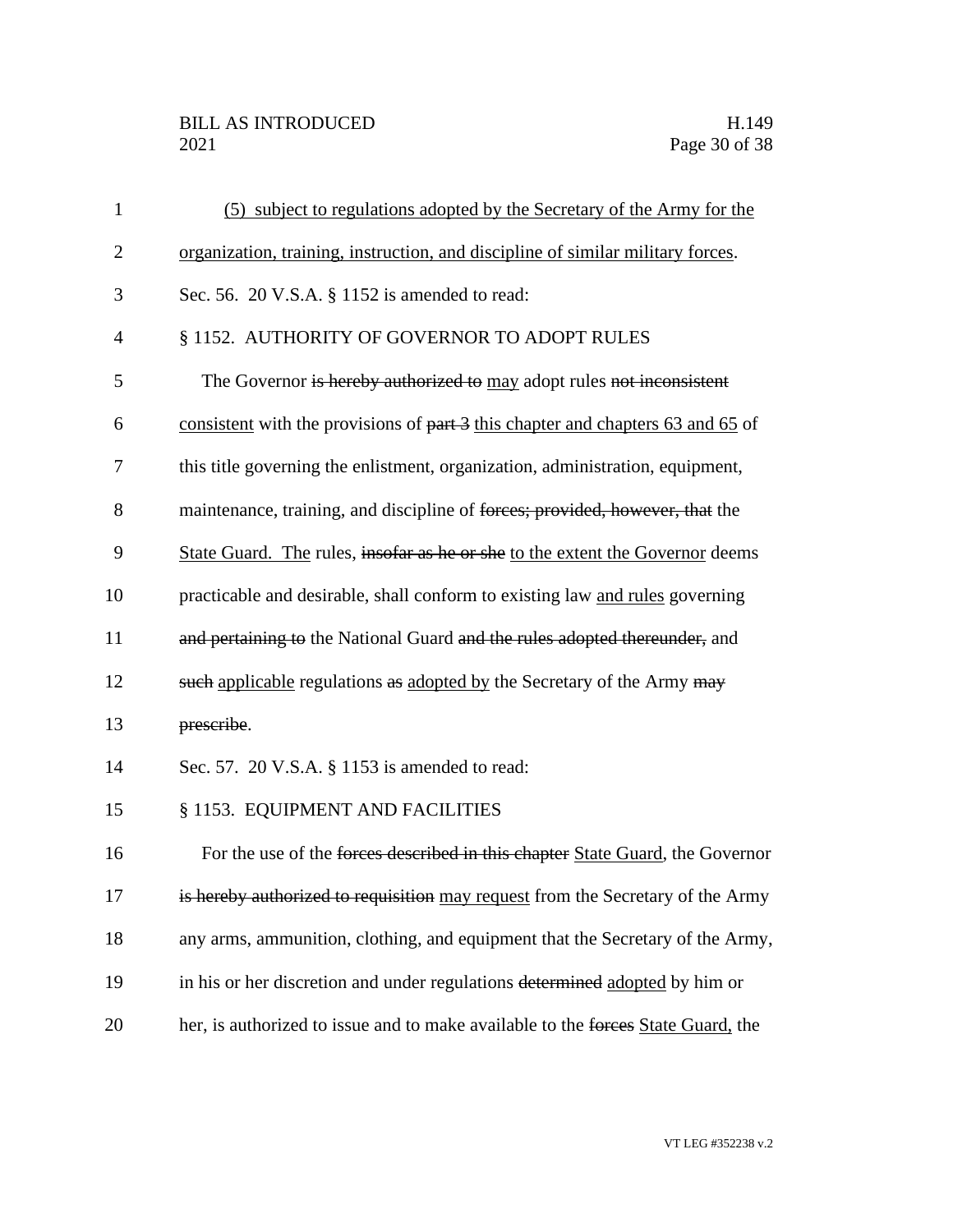(5) subject to regulations adopted by the Secretary of the Army for the organization, training, instruction, and discipline of similar military forces.

Sec. 56. 20 V.S.A. § 1152 is amended to read:

§ 1152. AUTHORITY OF GOVERNOR TO ADOPT RULES

The Governor ~~is hereby authorized to~~ may adopt rules ~~not inconsistent~~ consistent with the provisions of ~~part 3~~ this chapter and chapters 63 and 65 of this title governing the enlistment, organization, administration, equipment, maintenance, training, and discipline of ~~forces; provided, however, that~~ the State Guard. The rules, ~~insofar as he or she~~ to the extent the Governor deems practicable and desirable, shall conform to existing law and rules governing ~~and pertaining to~~ the National Guard ~~and the rules adopted thereunder,~~ and ~~such~~ applicable regulations ~~as~~ adopted by the Secretary of the Army ~~may prescribe~~.

Sec. 57. 20 V.S.A. § 1153 is amended to read:

§ 1153. EQUIPMENT AND FACILITIES

For the use of the ~~forces described in this chapter~~ State Guard, the Governor ~~is hereby authorized to requisition~~ may request from the Secretary of the Army any arms, ammunition, clothing, and equipment that the Secretary of the Army, in his or her discretion and under regulations ~~determined~~ adopted by him or her, is authorized to issue and to make available to the ~~forces~~ State Guard, the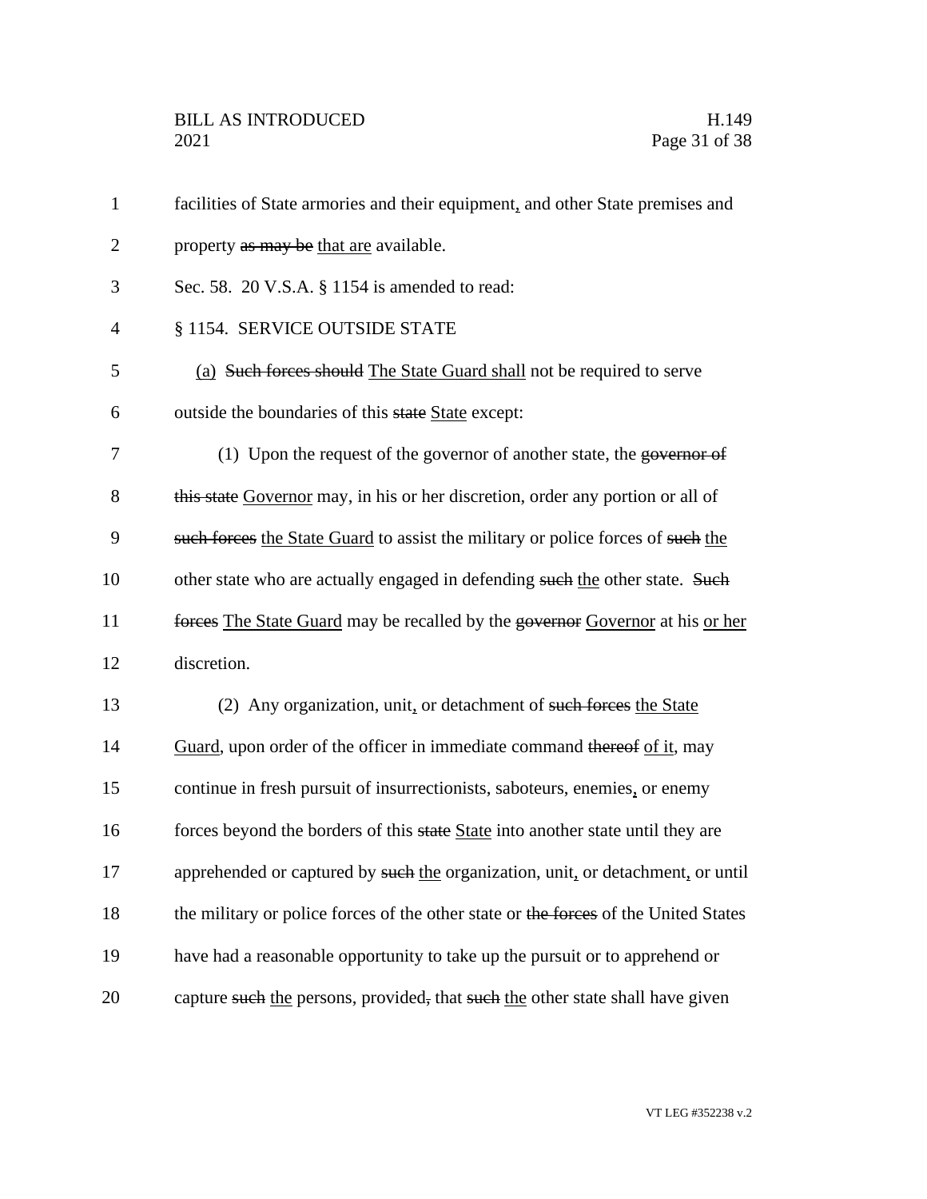facilities of State armories and their equipment, and other State premises and property ~~as may be~~ that are available.

Sec. 58. 20 V.S.A. § 1154 is amended to read:

§ 1154. SERVICE OUTSIDE STATE

(a) ~~Such forces should~~ The State Guard shall not be required to serve outside the boundaries of this ~~state~~ State except:

(1) Upon the request of the governor of another state, the ~~governor of this state~~ Governor may, in his or her discretion, order any portion or all of ~~such forces~~ the State Guard to assist the military or police forces of ~~such~~ the other state who are actually engaged in defending ~~such~~ the other state. ~~Such forces~~ The State Guard may be recalled by the ~~governor~~ Governor at his or her discretion.

(2) Any organization, unit, or detachment of ~~such forces~~ the State Guard, upon order of the officer in immediate command ~~thereof~~ of it, may continue in fresh pursuit of insurrectionists, saboteurs, enemies, or enemy forces beyond the borders of this ~~state~~ State into another state until they are apprehended or captured by ~~such~~ the organization, unit, or detachment, or until the military or police forces of the other state or ~~the forces~~ of the United States have had a reasonable opportunity to take up the pursuit or to apprehend or capture ~~such~~ the persons, provided~~,~~ that ~~such~~ the other state shall have given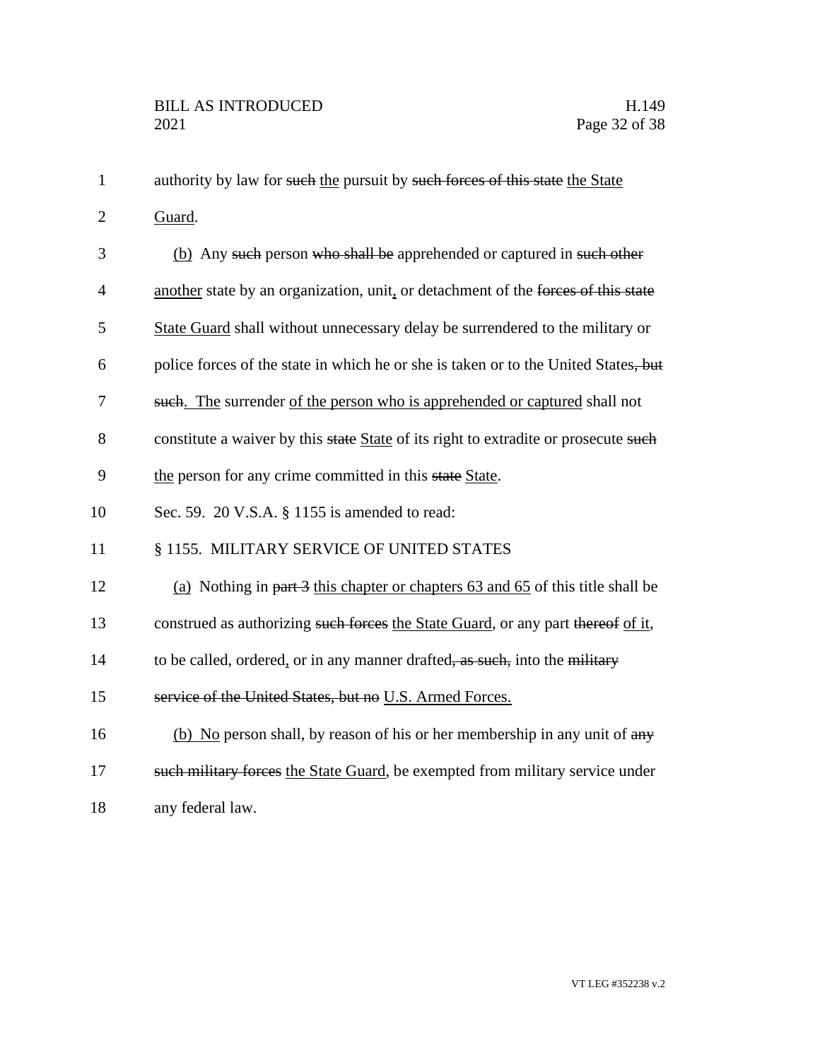authority by law for ~~such~~ the pursuit by ~~such forces of this state~~ the State Guard.

(b) Any ~~such~~ person ~~who shall be~~ apprehended or captured in ~~such other~~ another state by an organization, unit, or detachment of the ~~forces of this state~~ State Guard shall without unnecessary delay be surrendered to the military or police forces of the state in which he or she is taken or to the United States~~, but such~~. The surrender of the person who is apprehended or captured shall not constitute a waiver by this ~~state~~ State of its right to extradite or prosecute ~~such~~ the person for any crime committed in this ~~state~~ State.

Sec. 59. 20 V.S.A. § 1155 is amended to read:

§ 1155. MILITARY SERVICE OF UNITED STATES

(a) Nothing in ~~part 3~~ this chapter or chapters 63 and 65 of this title shall be construed as authorizing ~~such forces~~ the State Guard, or any part ~~thereof~~ of it, to be called, ordered, or in any manner drafted~~, as such,~~ into the ~~military service of the United States, but no~~ U.S. Armed Forces.

(b) No person shall, by reason of his or her membership in any unit of ~~any such military forces~~ the State Guard, be exempted from military service under any federal law.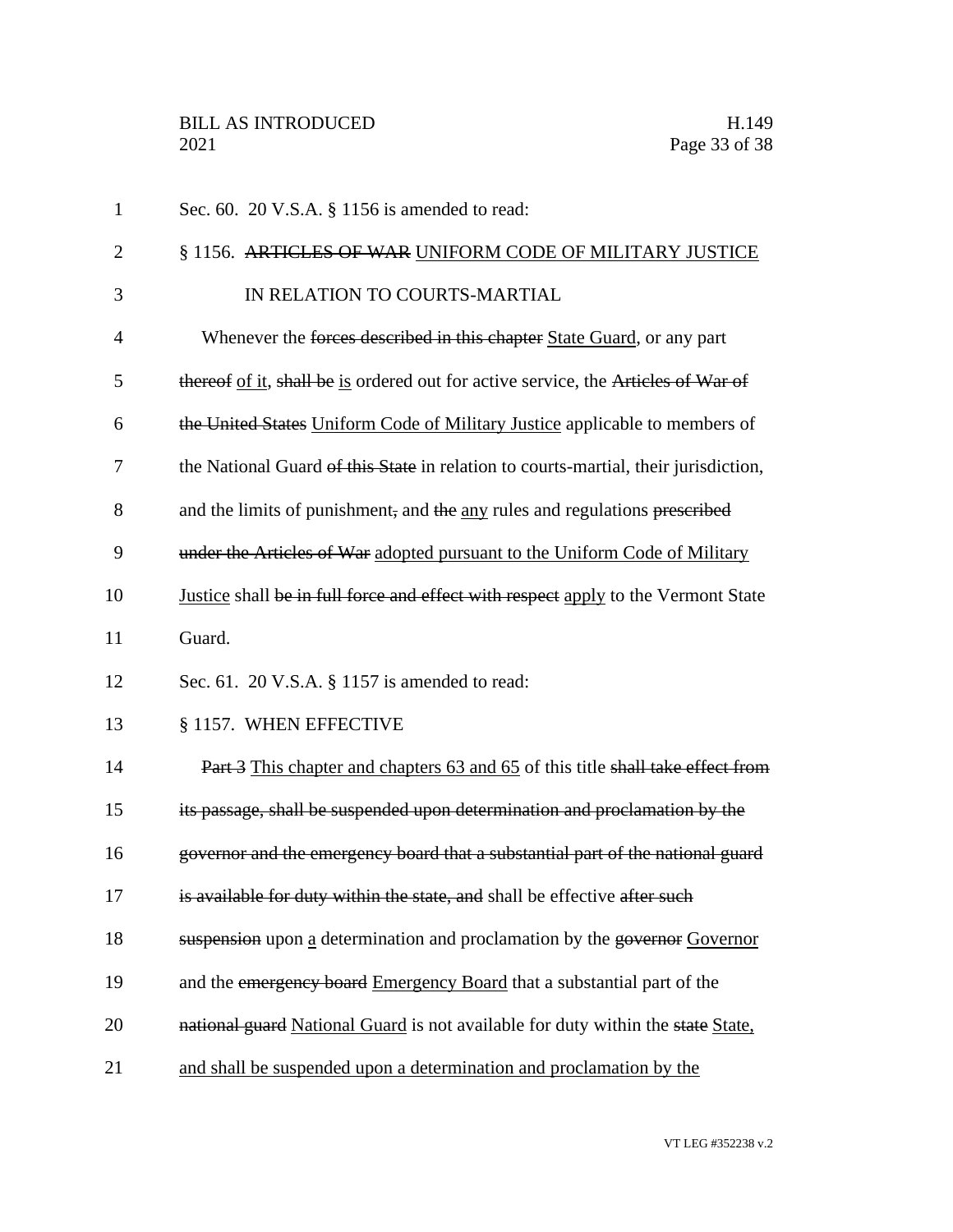Sec. 60. 20 V.S.A. § 1156 is amended to read:

§ 1156. ~~ARTICLES OF WAR~~ UNIFORM CODE OF MILITARY JUSTICE IN RELATION TO COURTS-MARTIAL

Whenever the ~~forces described in this chapter~~ State Guard, or any part ~~thereof~~ of it, ~~shall be~~ is ordered out for active service, the ~~Articles of War of the United States~~ Uniform Code of Military Justice applicable to members of the National Guard ~~of this State~~ in relation to courts-martial, their jurisdiction, and the limits of punishment~~,~~ and ~~the~~ any rules and regulations ~~prescribed under the Articles of War~~ adopted pursuant to the Uniform Code of Military Justice shall ~~be in full force and effect with respect~~ apply to the Vermont State Guard.

Sec. 61. 20 V.S.A. § 1157 is amended to read:

§ 1157. WHEN EFFECTIVE

~~Part 3~~ This chapter and chapters 63 and 65 of this title ~~shall take effect from its passage, shall be suspended upon determination and proclamation by the governor and the emergency board that a substantial part of the national guard is available for duty within the state, and~~ shall be effective ~~after such suspension~~ upon a determination and proclamation by the ~~governor~~ Governor and the ~~emergency board~~ Emergency Board that a substantial part of the ~~national guard~~ National Guard is not available for duty within the ~~state~~ State, and shall be suspended upon a determination and proclamation by the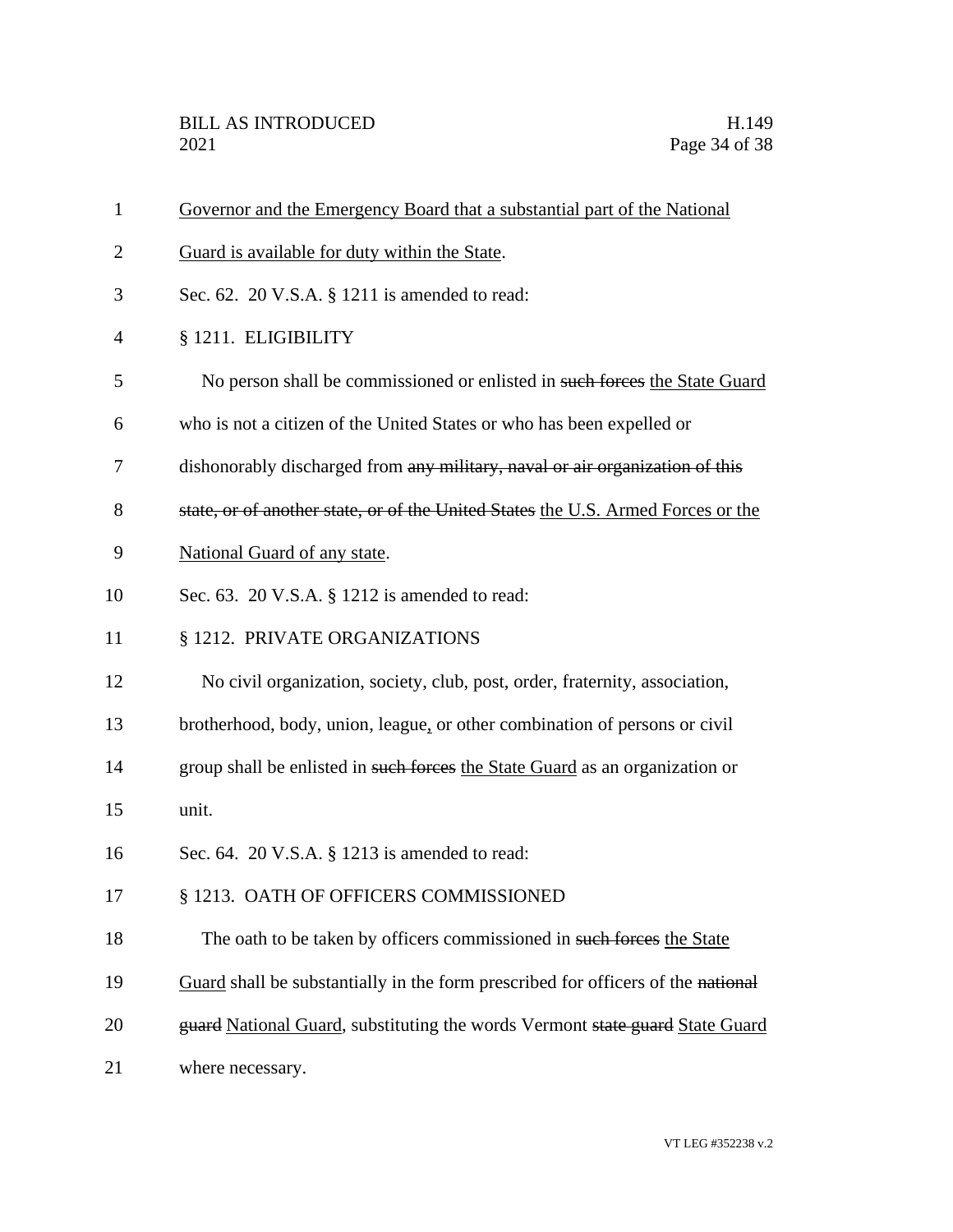Governor and the Emergency Board that a substantial part of the National Guard is available for duty within the State.

Sec. 62. 20 V.S.A. § 1211 is amended to read:

§ 1211. ELIGIBILITY

No person shall be commissioned or enlisted in ~~such forces~~ the State Guard who is not a citizen of the United States or who has been expelled or dishonorably discharged from ~~any military, naval or air organization of this state, or of another state, or of the United States~~ the U.S. Armed Forces or the National Guard of any state.

Sec. 63. 20 V.S.A. § 1212 is amended to read:

§ 1212. PRIVATE ORGANIZATIONS

No civil organization, society, club, post, order, fraternity, association, brotherhood, body, union, league, or other combination of persons or civil group shall be enlisted in ~~such forces~~ the State Guard as an organization or unit.

Sec. 64. 20 V.S.A. § 1213 is amended to read:

§ 1213. OATH OF OFFICERS COMMISSIONED

The oath to be taken by officers commissioned in ~~such forces~~ the State Guard shall be substantially in the form prescribed for officers of the ~~national guard~~ National Guard, substituting the words Vermont ~~state guard~~ State Guard where necessary.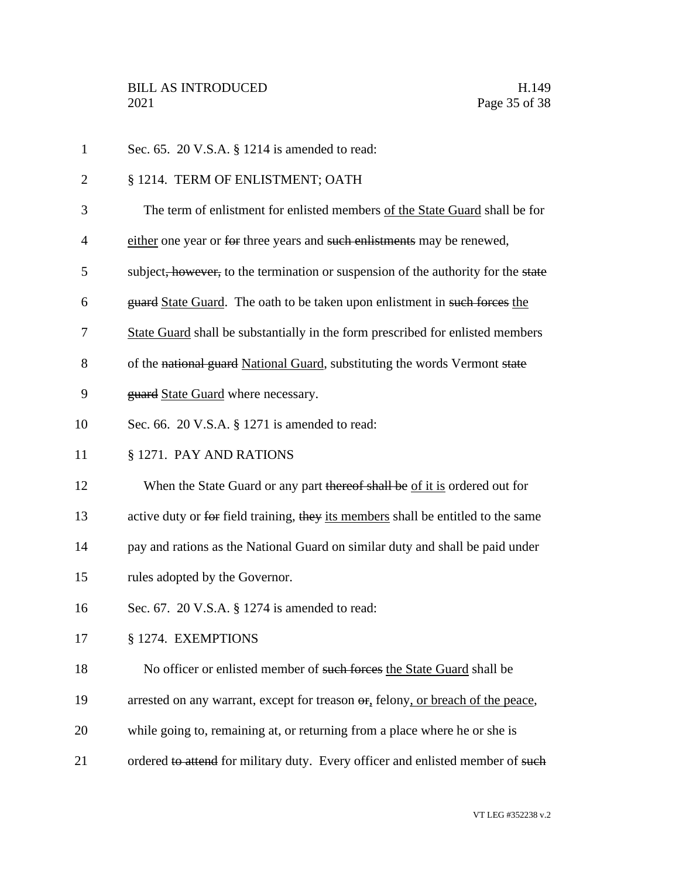Sec. 65. 20 V.S.A. § 1214 is amended to read:

§ 1214. TERM OF ENLISTMENT; OATH

The term of enlistment for enlisted members <u>of the State Guard</u> shall be for <u>either</u> one year or ~~for~~ three years and ~~such enlistments~~ may be renewed, subject~~, however,~~ to the termination or suspension of the authority for the ~~state guard~~ <u>State Guard</u>. The oath to be taken upon enlistment in ~~such forces~~ <u>the State Guard</u> shall be substantially in the form prescribed for enlisted members of the ~~national guard~~ <u>National Guard</u>, substituting the words Vermont ~~state guard~~ <u>State Guard</u> where necessary.

Sec. 66. 20 V.S.A. § 1271 is amended to read:

§ 1271. PAY AND RATIONS

When the State Guard or any part ~~thereof shall be~~ <u>of it is</u> ordered out for active duty or ~~for~~ field training, ~~they~~ <u>its members</u> shall be entitled to the same pay and rations as the National Guard on similar duty and shall be paid under rules adopted by the Governor.

Sec. 67. 20 V.S.A. § 1274 is amended to read:

§ 1274. EXEMPTIONS

No officer or enlisted member of ~~such forces~~ <u>the State Guard</u> shall be arrested on any warrant, except for treason ~~or~~<u>,</u> felony<u>, or breach of the peace</u>, while going to, remaining at, or returning from a place where he or she is ordered ~~to attend~~ for military duty. Every officer and enlisted member of ~~such~~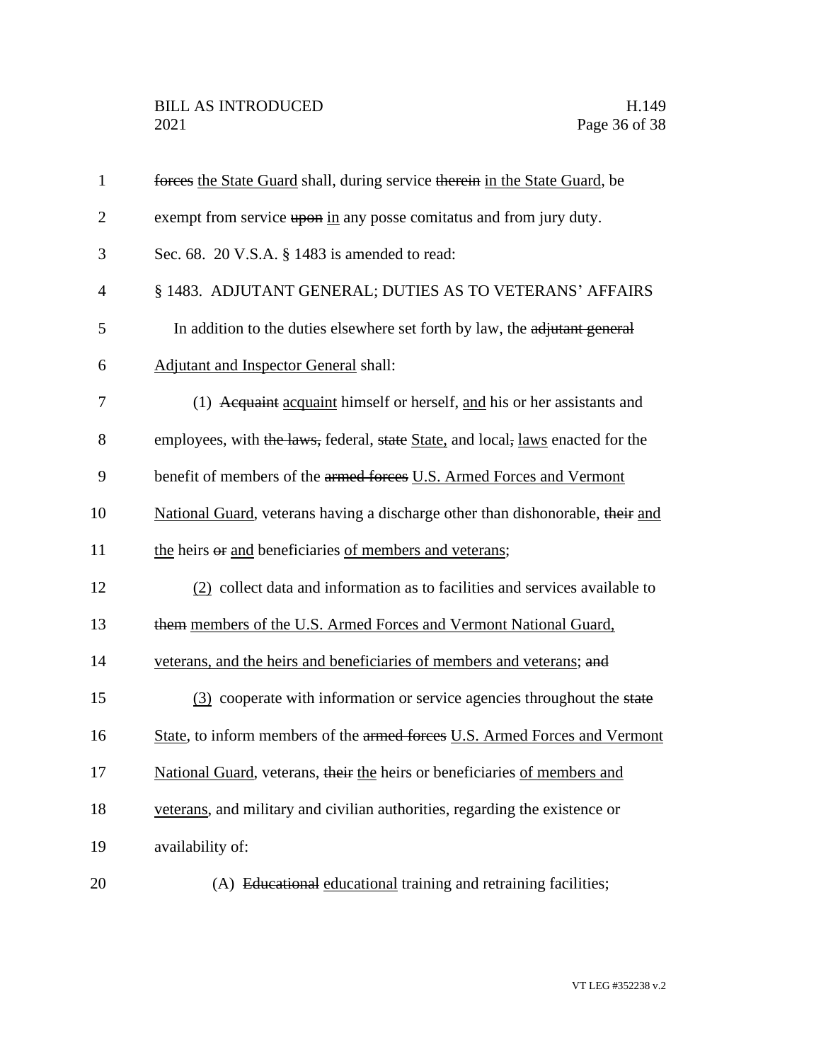~~forces~~ the State Guard shall, during service ~~therein~~ in the State Guard, be exempt from service ~~upon~~ in any posse comitatus and from jury duty.

Sec. 68. 20 V.S.A. § 1483 is amended to read:

§ 1483. ADJUTANT GENERAL; DUTIES AS TO VETERANS' AFFAIRS

In addition to the duties elsewhere set forth by law, the ~~adjutant general~~ Adjutant and Inspector General shall:

(1) ~~Acquaint~~ acquaint himself or herself, and his or her assistants and employees, with ~~the laws,~~ federal, ~~state~~ State, and local~~,~~ laws enacted for the benefit of members of the ~~armed forces~~ U.S. Armed Forces and Vermont National Guard, veterans having a discharge other than dishonorable, ~~their~~ and the heirs ~~or~~ and beneficiaries of members and veterans;

(2) collect data and information as to facilities and services available to ~~them~~ members of the U.S. Armed Forces and Vermont National Guard, veterans, and the heirs and beneficiaries of members and veterans; ~~and~~

(3) cooperate with information or service agencies throughout the ~~state~~ State, to inform members of the ~~armed forces~~ U.S. Armed Forces and Vermont National Guard, veterans, ~~their~~ the heirs or beneficiaries of members and veterans, and military and civilian authorities, regarding the existence or availability of:

(A) ~~Educational~~ educational training and retraining facilities;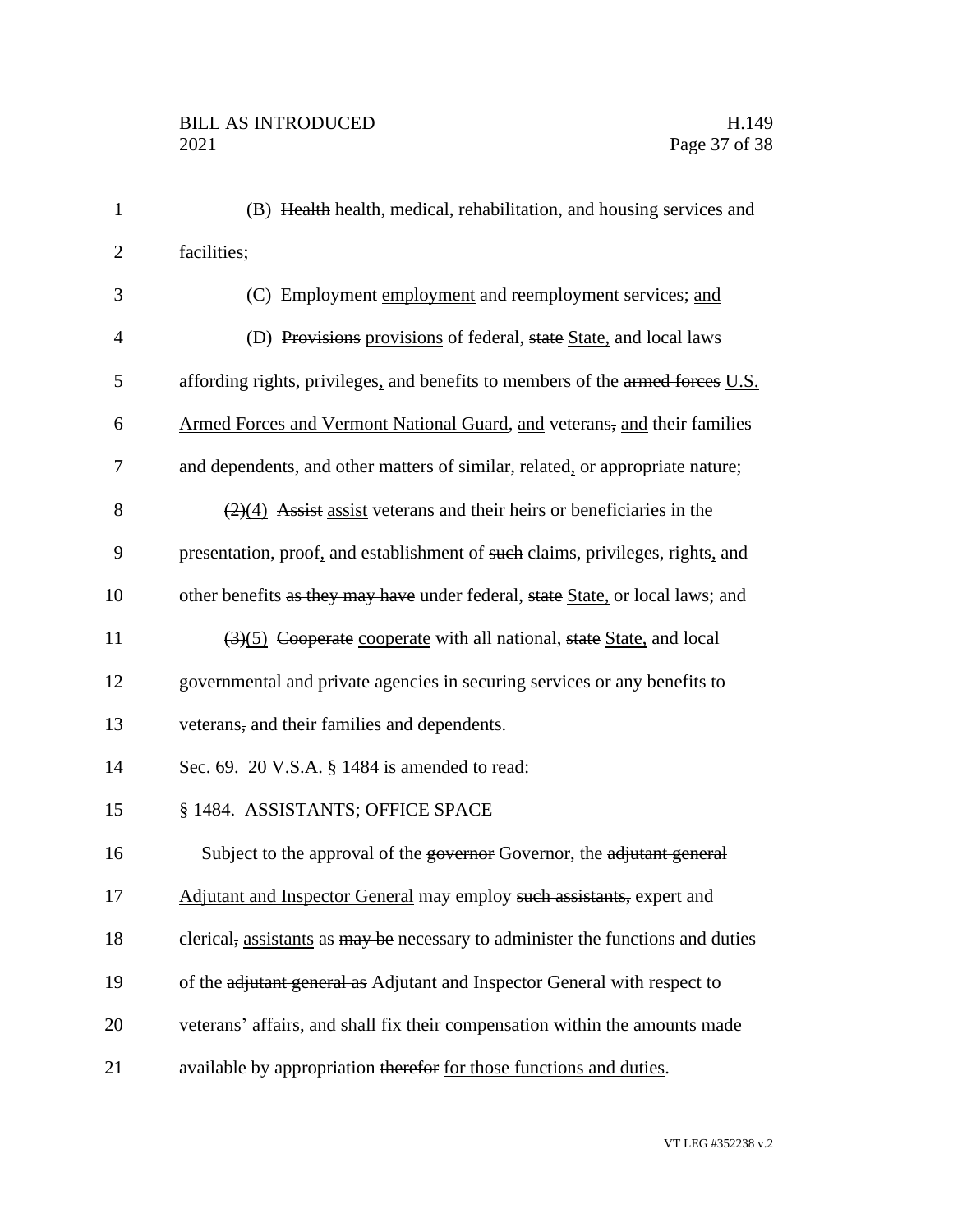(B) ~~Health~~ health, medical, rehabilitation, and housing services and facilities;

(C) ~~Employment~~ employment and reemployment services; and

(D) ~~Provisions~~ provisions of federal, ~~state~~ State, and local laws affording rights, privileges, and benefits to members of the ~~armed forces~~ U.S. Armed Forces and Vermont National Guard, and veterans~~,~~ and their families and dependents, and other matters of similar, related, or appropriate nature;

~~(2)~~(4) ~~Assist~~ assist veterans and their heirs or beneficiaries in the presentation, proof, and establishment of ~~such~~ claims, privileges, rights, and other benefits ~~as they may have~~ under federal, ~~state~~ State, or local laws; and

~~(3)~~(5) ~~Cooperate~~ cooperate with all national, ~~state~~ State, and local governmental and private agencies in securing services or any benefits to veterans~~,~~ and their families and dependents.

Sec. 69. 20 V.S.A. § 1484 is amended to read:

§ 1484. ASSISTANTS; OFFICE SPACE

Subject to the approval of the ~~governor~~ Governor, the ~~adjutant general~~ Adjutant and Inspector General may employ ~~such assistants,~~ expert and clerical~~,~~ assistants as ~~may be~~ necessary to administer the functions and duties of the ~~adjutant general as~~ Adjutant and Inspector General with respect to veterans' affairs, and shall fix their compensation within the amounts made available by appropriation ~~therefor~~ for those functions and duties.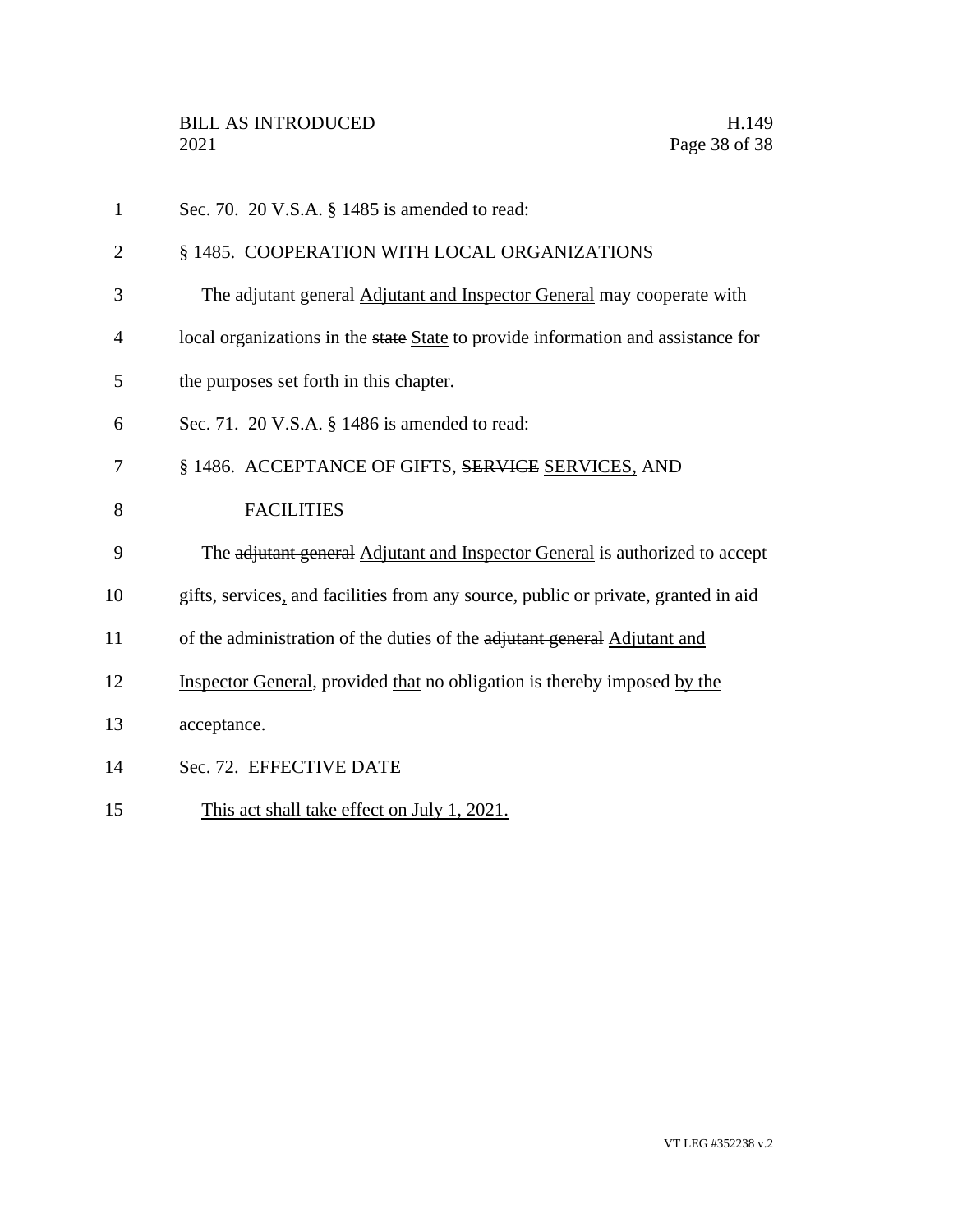Sec. 70. 20 V.S.A. § 1485 is amended to read:

§ 1485. COOPERATION WITH LOCAL ORGANIZATIONS

The ~~adjutant general~~ <u>Adjutant and Inspector General</u> may cooperate with local organizations in the ~~state~~ <u>State</u> to provide information and assistance for the purposes set forth in this chapter.

Sec. 71. 20 V.S.A. § 1486 is amended to read:

§ 1486. ACCEPTANCE OF GIFTS, ~~SERVICE~~ <u>SERVICES,</u> AND FACILITIES

The ~~adjutant general~~ <u>Adjutant and Inspector General</u> is authorized to accept gifts, services<u>,</u> and facilities from any source, public or private, granted in aid of the administration of the duties of the ~~adjutant general~~ <u>Adjutant and Inspector General</u>, provided <u>that</u> no obligation is ~~thereby~~ imposed <u>by the acceptance</u>.

Sec. 72. EFFECTIVE DATE

<u>This act shall take effect on July 1, 2021.</u>